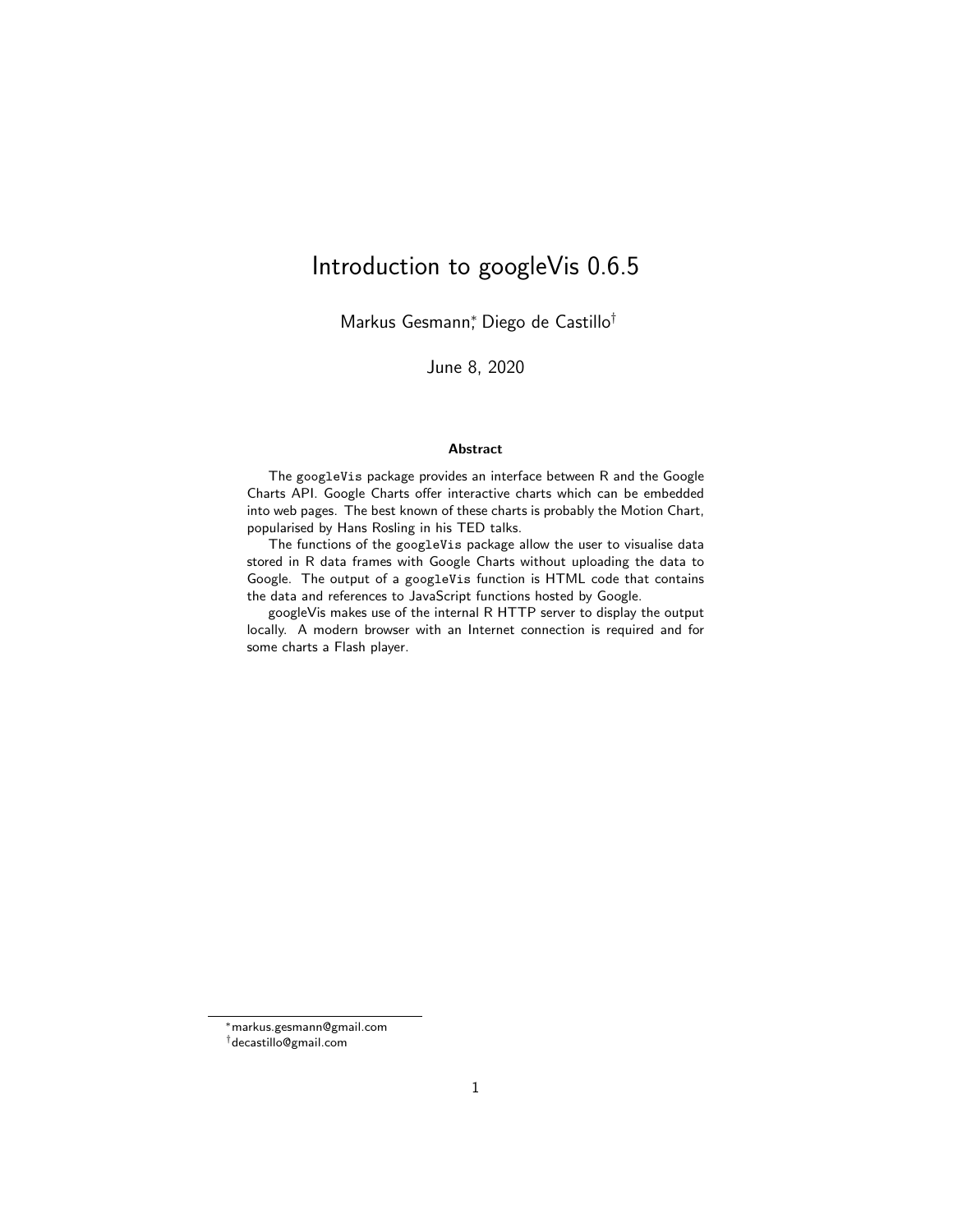# Introduction to googleVis 0.6.5

Markus Gesmann[*], Diego de Castillo[†]

June 8, 2020

### Abstract

The googleVis package provides an interface between R and the Google Charts API. Google Charts offer interactive charts which can be embedded into web pages. The best known of these charts is probably the Motion Chart, popularised by Hans Rosling in his TED talks.

The functions of the googleVis package allow the user to visualise data stored in R data frames with Google Charts without uploading the data to Google. The output of a googleVis function is HTML code that contains the data and references to JavaScript functions hosted by Google.

googleVis makes use of the internal R HTTP server to display the output locally. A modern browser with an Internet connection is required and for some charts a Flash player.

---

[*] markus.gesmann@gmail.com

[†] decastillo@gmail.com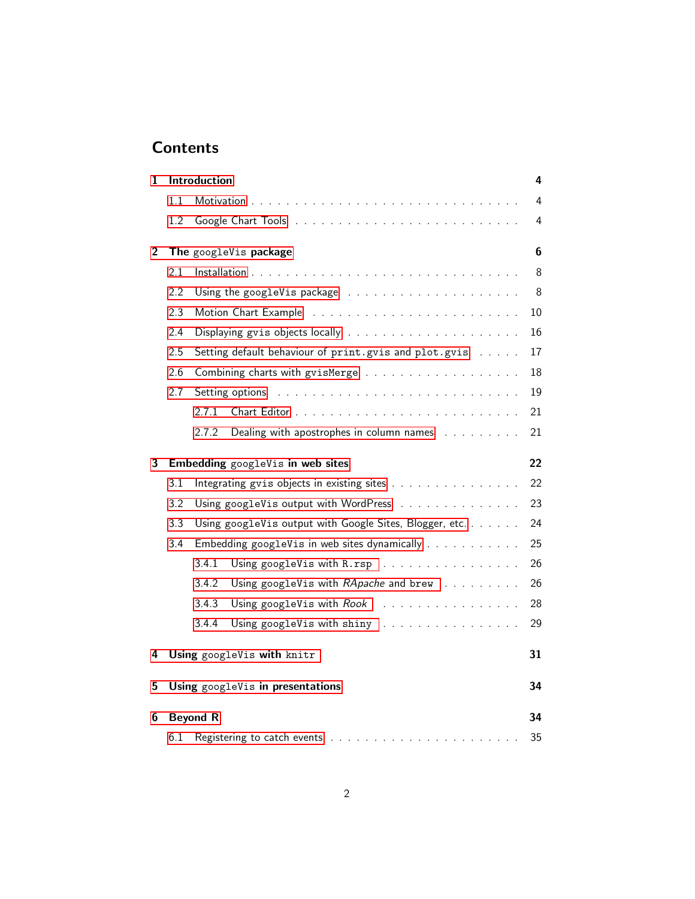# Contents

- 1 Introduction — 4
  - 1.1 Motivation — 4
  - 1.2 Google Chart Tools — 4
- 2 The `googleVis` package — 6
  - 2.1 Installation — 8
  - 2.2 Using the googleVis package — 8
  - 2.3 Motion Chart Example — 10
  - 2.4 Displaying `gvis` objects locally — 16
  - 2.5 Setting default behaviour of `print.gvis` and `plot.gvis` — 17
  - 2.6 Combining charts with `gvisMerge` — 18
  - 2.7 Setting options — 19
    - 2.7.1 Chart Editor — 21
    - 2.7.2 Dealing with apostrophes in column names — 21
- 3 Embedding `googleVis` in web sites — 22
  - 3.1 Integrating `gvis` objects in existing sites — 22
  - 3.2 Using `googleVis` output with WordPress — 23
  - 3.3 Using `googleVis` output with Google Sites, Blogger, etc. — 24
  - 3.4 Embedding `googleVis` in web sites dynamically — 25
    - 3.4.1 Using `googleVis` with `R.rsp` — 26
    - 3.4.2 Using `googleVis` with *RApache* and `brew` — 26
    - 3.4.3 Using `googleVis` with *Rook* — 28
    - 3.4.4 Using `googleVis` with `shiny` — 29
- 4 Using `googleVis` with `knitr` — 31
- 5 Using `googleVis` in presentations — 34
- 6 Beyond R — 34
  - 6.1 Registering to catch events — 35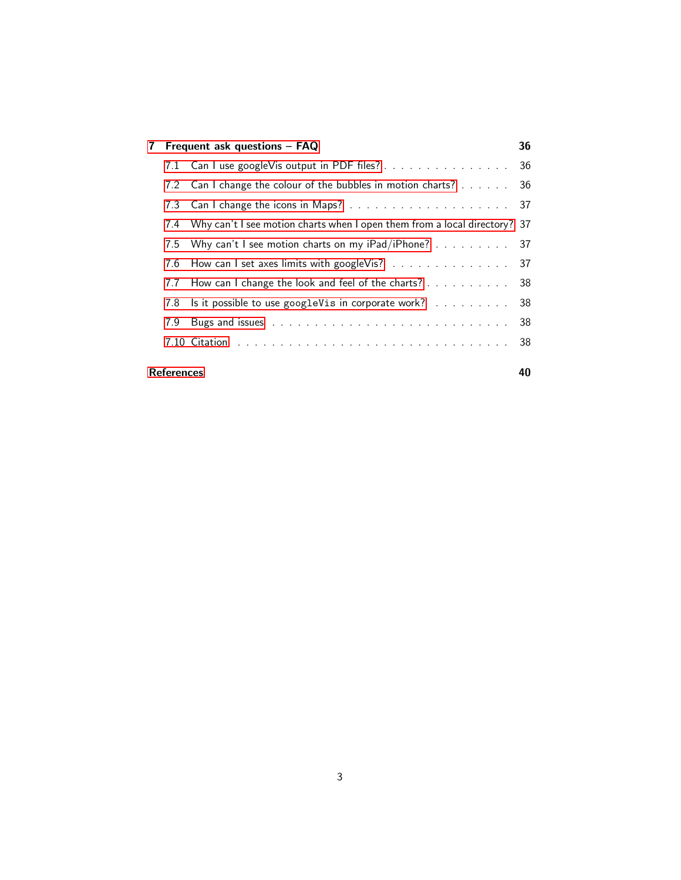**7 Frequent ask questions – FAQ** **36**

- 7.1 Can I use googleVis output in PDF files? . . . . . . . . . . . . . . . . 36
- 7.2 Can I change the colour of the bubbles in motion charts? . . . . . . 36
- 7.3 Can I change the icons in Maps? . . . . . . . . . . . . . . . . . . . . 37
- 7.4 Why can't I see motion charts when I open them from a local directory? 37
- 7.5 Why can't I see motion charts on my iPad/iPhone? . . . . . . . . . . 37
- 7.6 How can I set axes limits with googleVis? . . . . . . . . . . . . . . . 37
- 7.7 How can I change the look and feel of the charts? . . . . . . . . . . 38
- 7.8 Is it possible to use `googleVis` in corporate work? . . . . . . . . . . 38
- 7.9 Bugs and issues . . . . . . . . . . . . . . . . . . . . . . . . . . . . 38
- 7.10 Citation . . . . . . . . . . . . . . . . . . . . . . . . . . . . . . . . 38

**References** **40**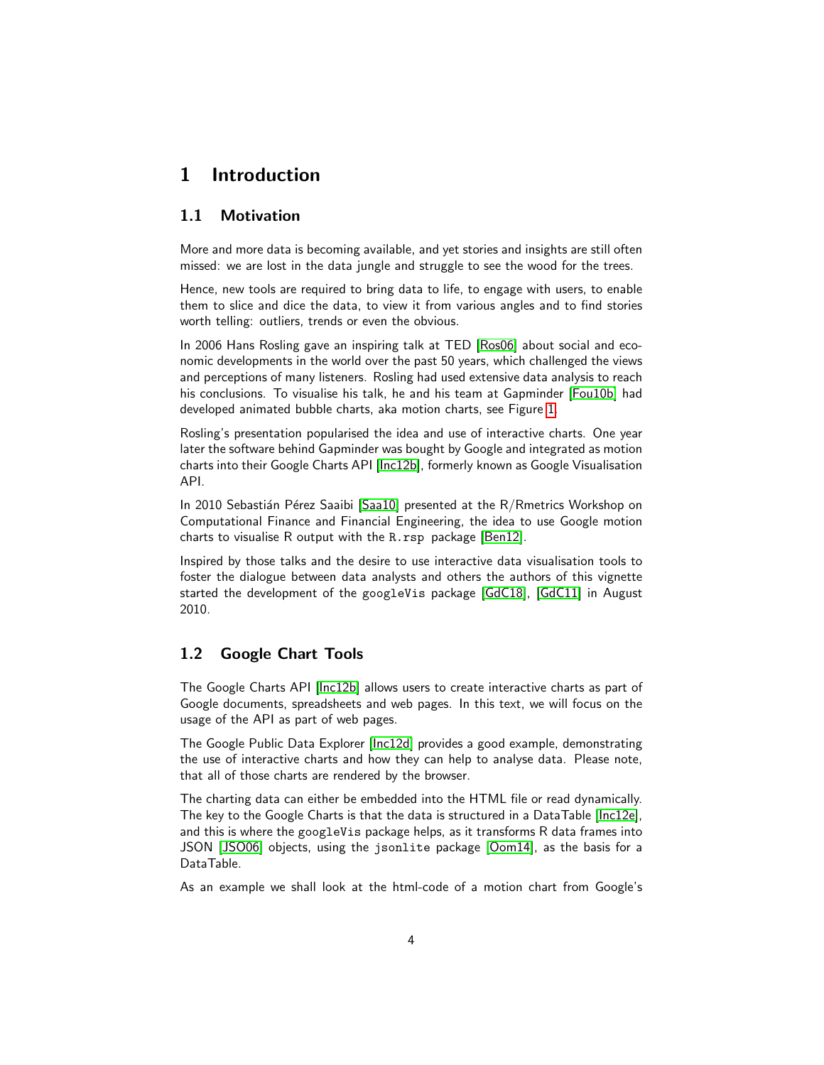# 1 Introduction

## 1.1 Motivation

More and more data is becoming available, and yet stories and insights are still often missed: we are lost in the data jungle and struggle to see the wood for the trees.

Hence, new tools are required to bring data to life, to engage with users, to enable them to slice and dice the data, to view it from various angles and to find stories worth telling: outliers, trends or even the obvious.

In 2006 Hans Rosling gave an inspiring talk at TED [Ros06] about social and economic developments in the world over the past 50 years, which challenged the views and perceptions of many listeners. Rosling had used extensive data analysis to reach his conclusions. To visualise his talk, he and his team at Gapminder [Fou10b] had developed animated bubble charts, aka motion charts, see Figure 1.

Rosling's presentation popularised the idea and use of interactive charts. One year later the software behind Gapminder was bought by Google and integrated as motion charts into their Google Charts API [Inc12b], formerly known as Google Visualisation API.

In 2010 Sebastián Pérez Saaibi [Saa10] presented at the R/Rmetrics Workshop on Computational Finance and Financial Engineering, the idea to use Google motion charts to visualise R output with the `R.rsp` package [Ben12].

Inspired by those talks and the desire to use interactive data visualisation tools to foster the dialogue between data analysts and others the authors of this vignette started the development of the `googleVis` package [GdC18], [GdC11] in August 2010.

## 1.2 Google Chart Tools

The Google Charts API [Inc12b] allows users to create interactive charts as part of Google documents, spreadsheets and web pages. In this text, we will focus on the usage of the API as part of web pages.

The Google Public Data Explorer [Inc12d] provides a good example, demonstrating the use of interactive charts and how they can help to analyse data. Please note, that all of those charts are rendered by the browser.

The charting data can either be embedded into the HTML file or read dynamically. The key to the Google Charts is that the data is structured in a DataTable [Inc12e], and this is where the `googleVis` package helps, as it transforms R data frames into JSON [JSO06] objects, using the `jsonlite` package [Oom14], as the basis for a DataTable.

As an example we shall look at the html-code of a motion chart from Google's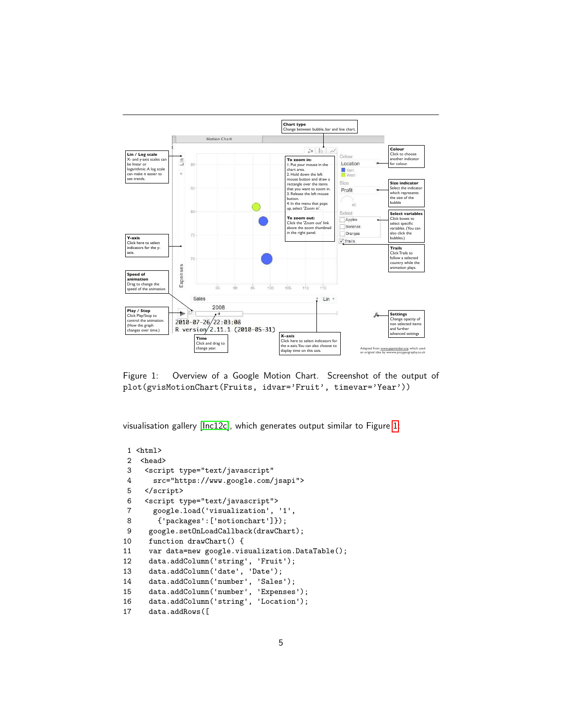Figure 1: Overview of a Google Motion Chart. Screenshot of the output of `plot(gvisMotionChart(Fruits, idvar='Fruit', timevar='Year'))`

visualisation gallery [Inc12c], which generates output similar to Figure 1:

```
1  <html>
2   <head>
3    <script type="text/javascript"
4      src="https://www.google.com/jsapi">
5    </script>
6    <script type="text/javascript">
7      google.load('visualization', '1',
8        {'packages':['motionchart']});
9     google.setOnLoadCallback(drawChart);
10    function drawChart() {
11    var data=new google.visualization.DataTable();
12    data.addColumn('string', 'Fruit');
13    data.addColumn('date', 'Date');
14    data.addColumn('number', 'Sales');
15    data.addColumn('number', 'Expenses');
16    data.addColumn('string', 'Location');
17    data.addRows([
```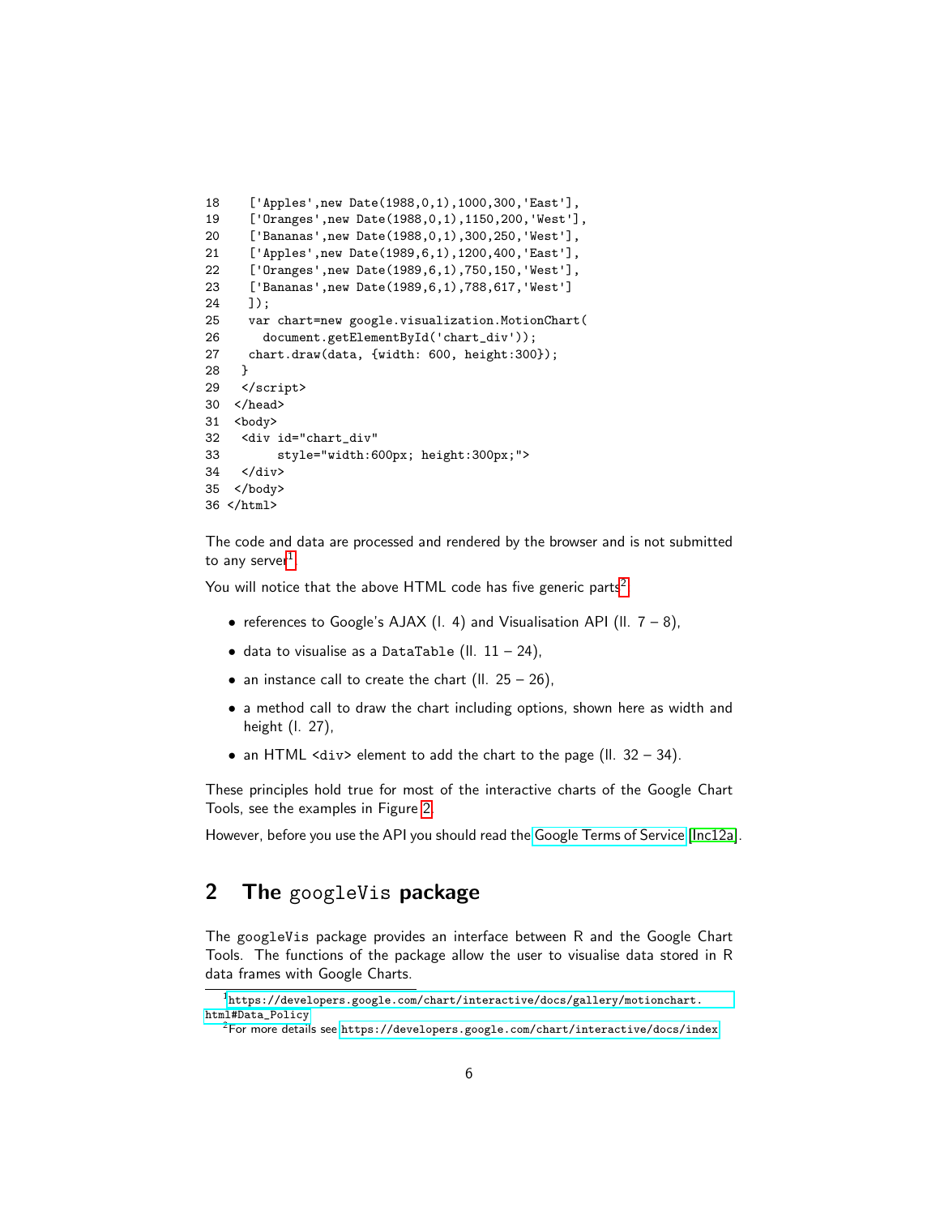```
18    ['Apples',new Date(1988,0,1),1000,300,'East'],
19    ['Oranges',new Date(1988,0,1),1150,200,'West'],
20    ['Bananas',new Date(1988,0,1),300,250,'West'],
21    ['Apples',new Date(1989,6,1),1200,400,'East'],
22    ['Oranges',new Date(1989,6,1),750,150,'West'],
23    ['Bananas',new Date(1989,6,1),788,617,'West']
24    ]);
25    var chart=new google.visualization.MotionChart(
26      document.getElementById('chart_div'));
27    chart.draw(data, {width: 600, height:300});
28   }
29   </script>
30  </head>
31  <body>
32   <div id="chart_div"
33        style="width:600px; height:300px;">
34   </div>
35  </body>
36 </html>
```

The code and data are processed and rendered by the browser and is not submitted to any server[1].

You will notice that the above HTML code has five generic parts[2]:

- references to Google's AJAX (l. 4) and Visualisation API (ll. 7 – 8),
- data to visualise as a `DataTable` (ll. 11 – 24),
- an instance call to create the chart (ll. 25 – 26),
- a method call to draw the chart including options, shown here as width and height (l. 27),
- an HTML `<div>` element to add the chart to the page (ll. 32 – 34).

These principles hold true for most of the interactive charts of the Google Chart Tools, see the examples in Figure 2.

However, before you use the API you should read the Google Terms of Service [Inc12a].

## 2 The `googleVis` package

The `googleVis` package provides an interface between R and the Google Chart Tools. The functions of the package allow the user to visualise data stored in R data frames with Google Charts.

---

[1] https://developers.google.com/chart/interactive/docs/gallery/motionchart.html#Data_Policy

[2] For more details see https://developers.google.com/chart/interactive/docs/index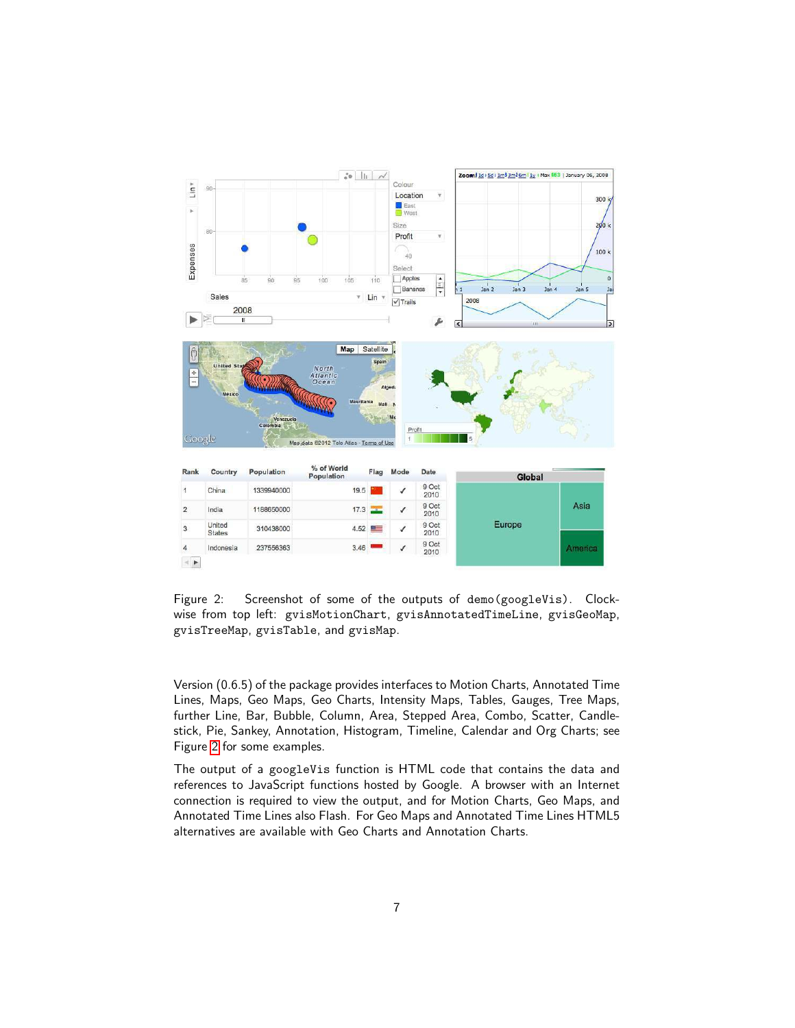Figure 2: Screenshot of some of the outputs of `demo(googleVis)`. Clockwise from top left: `gvisMotionChart`, `gvisAnnotatedTimeLine`, `gvisGeoMap`, `gvisTreeMap`, `gvisTable`, and `gvisMap`.

Version (0.6.5) of the package provides interfaces to Motion Charts, Annotated Time Lines, Maps, Geo Maps, Geo Charts, Intensity Maps, Tables, Gauges, Tree Maps, further Line, Bar, Bubble, Column, Area, Stepped Area, Combo, Scatter, Candlestick, Pie, Sankey, Annotation, Histogram, Timeline, Calendar and Org Charts; see Figure 2 for some examples.

The output of a `googleVis` function is HTML code that contains the data and references to JavaScript functions hosted by Google. A browser with an Internet connection is required to view the output, and for Motion Charts, Geo Maps, and Annotated Time Lines also Flash. For Geo Maps and Annotated Time Lines HTML5 alternatives are available with Geo Charts and Annotation Charts.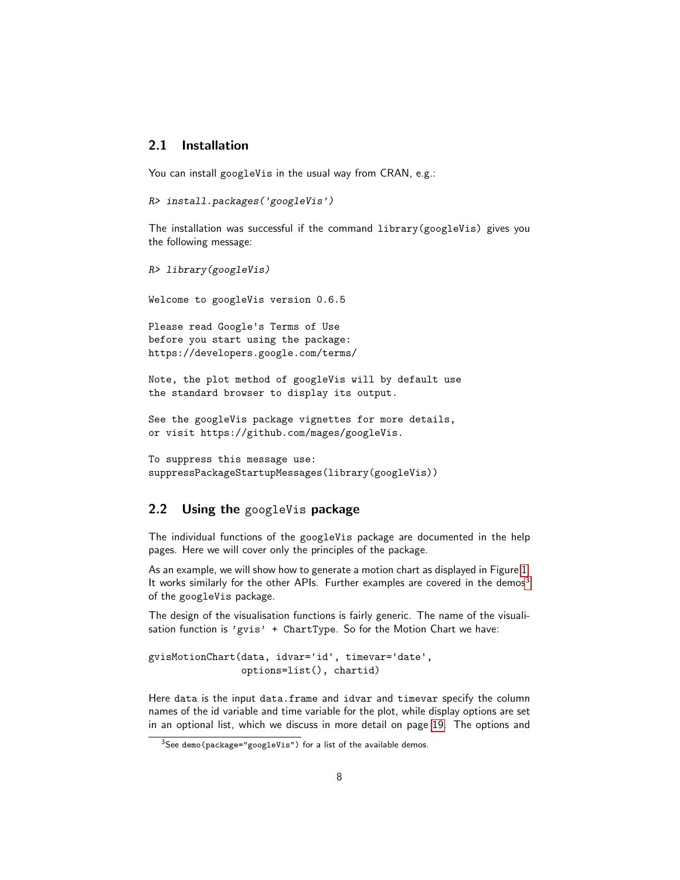## 2.1 Installation

You can install googleVis in the usual way from CRAN, e.g.:

```
R> install.packages('googleVis')
```

The installation was successful if the command library(googleVis) gives you the following message:

```
R> library(googleVis)

Welcome to googleVis version 0.6.5

Please read Google's Terms of Use
before you start using the package:
https://developers.google.com/terms/

Note, the plot method of googleVis will by default use
the standard browser to display its output.

See the googleVis package vignettes for more details,
or visit https://github.com/mages/googleVis.

To suppress this message use:
suppressPackageStartupMessages(library(googleVis))
```

## 2.2 Using the googleVis package

The individual functions of the googleVis package are documented in the help pages. Here we will cover only the principles of the package.

As an example, we will show how to generate a motion chart as displayed in Figure 1. It works similarly for the other APIs. Further examples are covered in the demos[3] of the googleVis package.

The design of the visualisation functions is fairly generic. The name of the visualisation function is 'gvis' + ChartType. So for the Motion Chart we have:

```
gvisMotionChart(data, idvar='id', timevar='date',
                options=list(), chartid)
```

Here data is the input data.frame and idvar and timevar specify the column names of the id variable and time variable for the plot, while display options are set in an optional list, which we discuss in more detail on page 19. The options and

[3] See demo(package="googleVis") for a list of the available demos.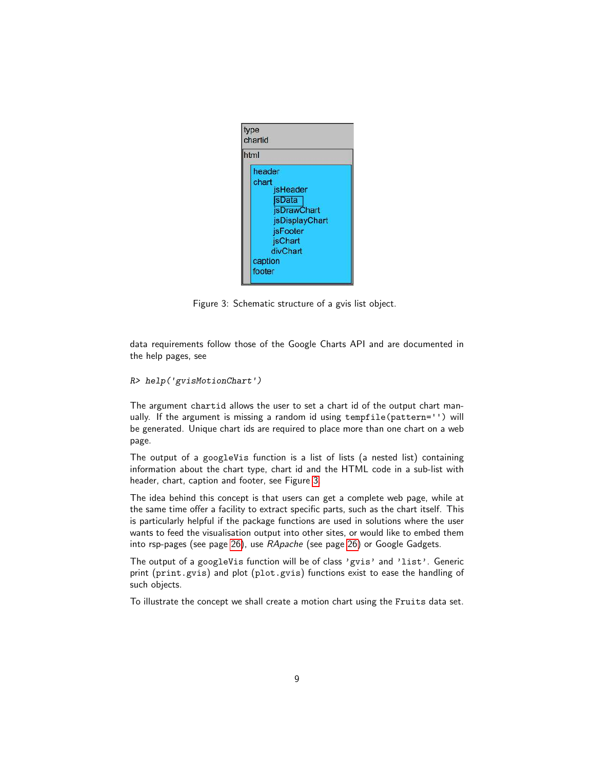```
type
chartid
html
    header
    chart
        jsHeader
        jsData
        jsDrawChart
        jsDisplayChart
        jsFooter
        jsChart
        divChart
    caption
    footer
```

Figure 3: Schematic structure of a gvis list object.

data requirements follow those of the Google Charts API and are documented in the help pages, see

```
R> help('gvisMotionChart')
```

The argument `chartid` allows the user to set a chart id of the output chart manually. If the argument is missing a random id using `tempfile(pattern='')` will be generated. Unique chart ids are required to place more than one chart on a web page.

The output of a `googleVis` function is a list of lists (a nested list) containing information about the chart type, chart id and the HTML code in a sub-list with header, chart, caption and footer, see Figure 3.

The idea behind this concept is that users can get a complete web page, while at the same time offer a facility to extract specific parts, such as the chart itself. This is particularly helpful if the package functions are used in solutions where the user wants to feed the visualisation output into other sites, or would like to embed them into rsp-pages (see page 26), use *RApache* (see page 26) or Google Gadgets.

The output of a `googleVis` function will be of class `'gvis'` and `'list'`. Generic print (`print.gvis`) and plot (`plot.gvis`) functions exist to ease the handling of such objects.

To illustrate the concept we shall create a motion chart using the `Fruits` data set.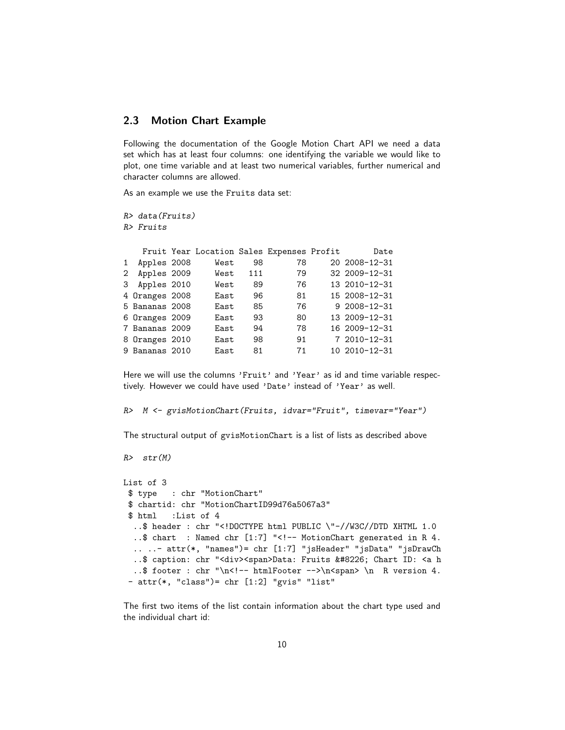## 2.3 Motion Chart Example

Following the documentation of the Google Motion Chart API we need a data set which has at least four columns: one identifying the variable we would like to plot, one time variable and at least two numerical variables, further numerical and character columns are allowed.

As an example we use the Fruits data set:

```
R> data(Fruits)
R> Fruits
```

```
    Fruit Year Location Sales Expenses Profit       Date
1  Apples 2008     West    98       78     20 2008-12-31
2  Apples 2009     West   111       79     32 2009-12-31
3  Apples 2010     West    89       76     13 2010-12-31
4 Oranges 2008     East    96       81     15 2008-12-31
5 Bananas 2008     East    85       76      9 2008-12-31
6 Oranges 2009     East    93       80     13 2009-12-31
7 Bananas 2009     East    94       78     16 2009-12-31
8 Oranges 2010     East    98       91      7 2010-12-31
9 Bananas 2010     East    81       71     10 2010-12-31
```

Here we will use the columns 'Fruit' and 'Year' as id and time variable respectively. However we could have used 'Date' instead of 'Year' as well.

```
R>  M <- gvisMotionChart(Fruits, idvar="Fruit", timevar="Year")
```

The structural output of gvisMotionChart is a list of lists as described above

```
R>  str(M)
```

```
List of 3
 $ type   : chr "MotionChart"
 $ chartid: chr "MotionChartID99d76a5067a3"
 $ html   :List of 4
  ..$ header : chr "<!DOCTYPE html PUBLIC \"-//W3C//DTD XHTML 1.0
  ..$ chart  : Named chr [1:7] "<!-- MotionChart generated in R 4.
  .. ..- attr(*, "names")= chr [1:7] "jsHeader" "jsData" "jsDrawCh
  ..$ caption: chr "<div><span>Data: Fruits &#8226; Chart ID: <a h
  ..$ footer : chr "\n<!-- htmlFooter -->\n<span> \n  R version 4.
 - attr(*, "class")= chr [1:2] "gvis" "list"
```

The first two items of the list contain information about the chart type used and the individual chart id: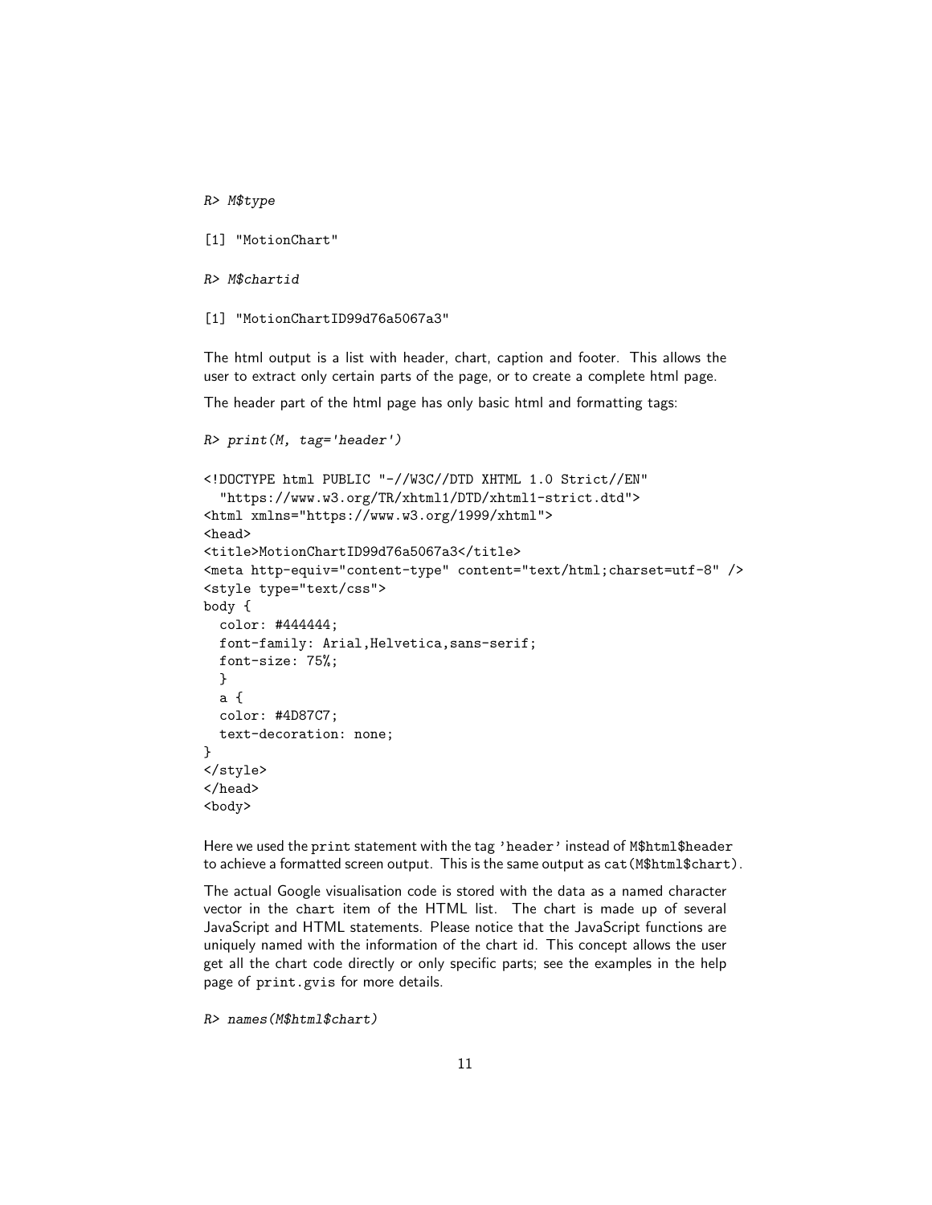```
R> M$type
```

```
[1] "MotionChart"
```

```
R> M$chartid
```

```
[1] "MotionChartID99d76a5067a3"
```

The html output is a list with header, chart, caption and footer. This allows the user to extract only certain parts of the page, or to create a complete html page.

The header part of the html page has only basic html and formatting tags:

```
R> print(M, tag='header')
```

```
<!DOCTYPE html PUBLIC "-//W3C//DTD XHTML 1.0 Strict//EN"
  "https://www.w3.org/TR/xhtml1/DTD/xhtml1-strict.dtd">
<html xmlns="https://www.w3.org/1999/xhtml">
<head>
<title>MotionChartID99d76a5067a3</title>
<meta http-equiv="content-type" content="text/html;charset=utf-8" />
<style type="text/css">
body {
  color: #444444;
  font-family: Arial,Helvetica,sans-serif;
  font-size: 75%;
  }
  a {
  color: #4D87C7;
  text-decoration: none;
}
</style>
</head>
<body>
```

Here we used the `print` statement with the tag `'header'` instead of `M$html$header` to achieve a formatted screen output. This is the same output as `cat(M$html$chart)`.

The actual Google visualisation code is stored with the data as a named character vector in the `chart` item of the HTML list. The chart is made up of several JavaScript and HTML statements. Please notice that the JavaScript functions are uniquely named with the information of the chart id. This concept allows the user get all the chart code directly or only specific parts; see the examples in the help page of `print.gvis` for more details.

```
R> names(M$html$chart)
```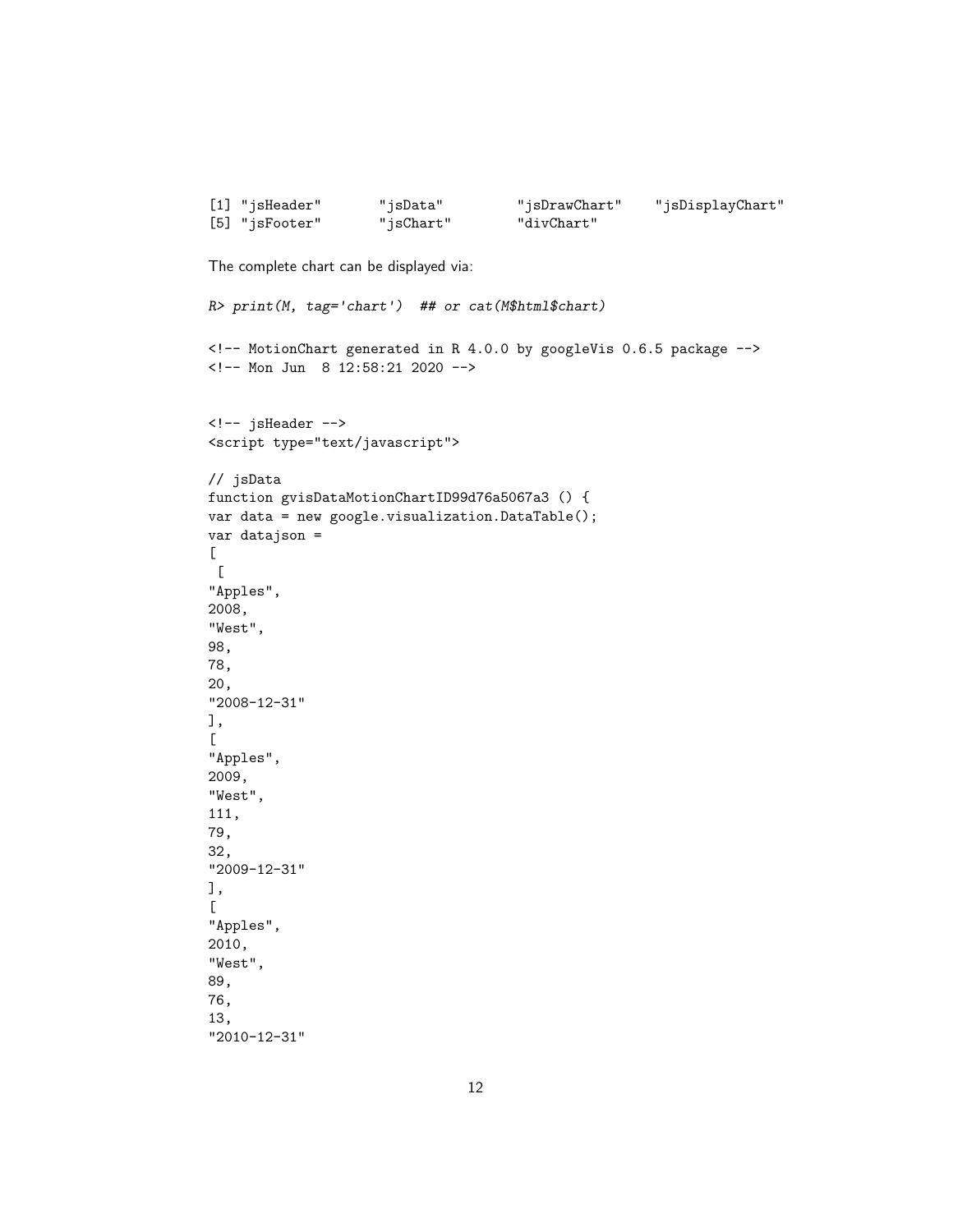```
[1] "jsHeader"       "jsData"         "jsDrawChart"    "jsDisplayChart"
[5] "jsFooter"       "jsChart"        "divChart"
```

The complete chart can be displayed via:

```
R> print(M, tag='chart')  ## or cat(M$html$chart)
```

```
<!-- MotionChart generated in R 4.0.0 by googleVis 0.6.5 package -->
<!-- Mon Jun  8 12:58:21 2020 -->


<!-- jsHeader -->
<script type="text/javascript">

// jsData
function gvisDataMotionChartID99d76a5067a3 () {
var data = new google.visualization.DataTable();
var datajson =
[
 [
"Apples",
2008,
"West",
98,
78,
20,
"2008-12-31"
],
[
"Apples",
2009,
"West",
111,
79,
32,
"2009-12-31"
],
[
"Apples",
2010,
"West",
89,
76,
13,
"2010-12-31"
```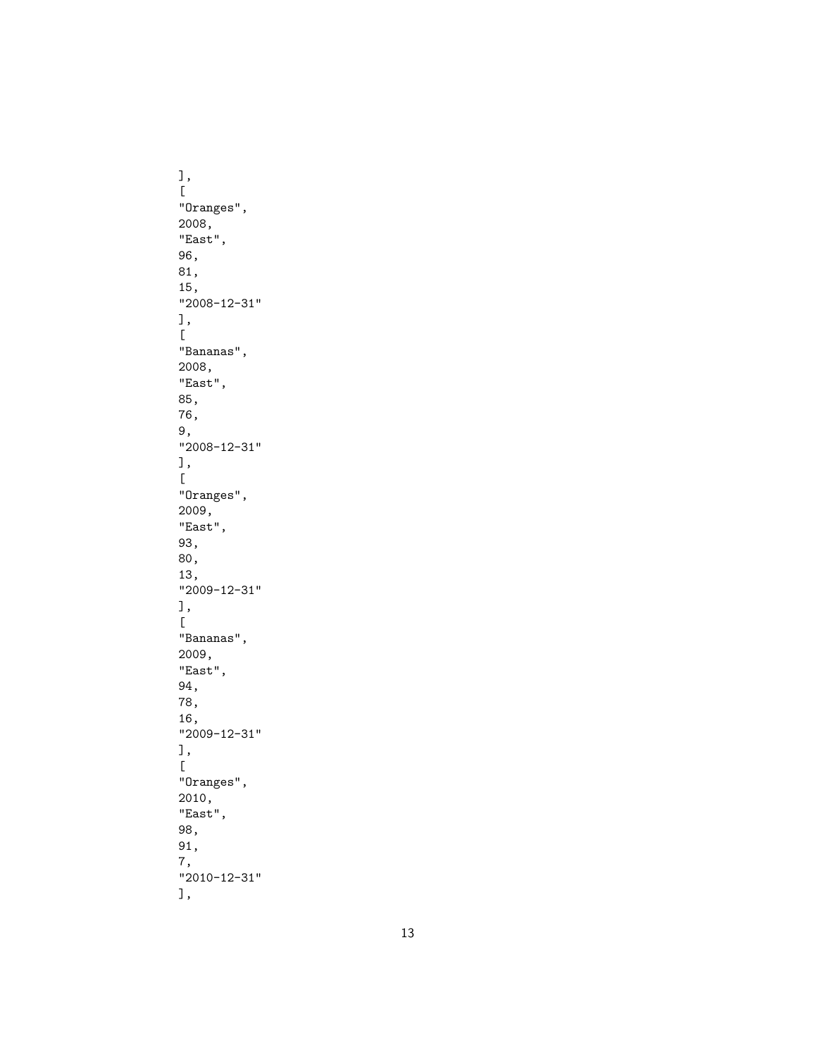```
],
[
"Oranges",
2008,
"East",
96,
81,
15,
"2008-12-31"
],
[
"Bananas",
2008,
"East",
85,
76,
9,
"2008-12-31"
],
[
"Oranges",
2009,
"East",
93,
80,
13,
"2009-12-31"
],
[
"Bananas",
2009,
"East",
94,
78,
16,
"2009-12-31"
],
[
"Oranges",
2010,
"East",
98,
91,
7,
"2010-12-31"
],
```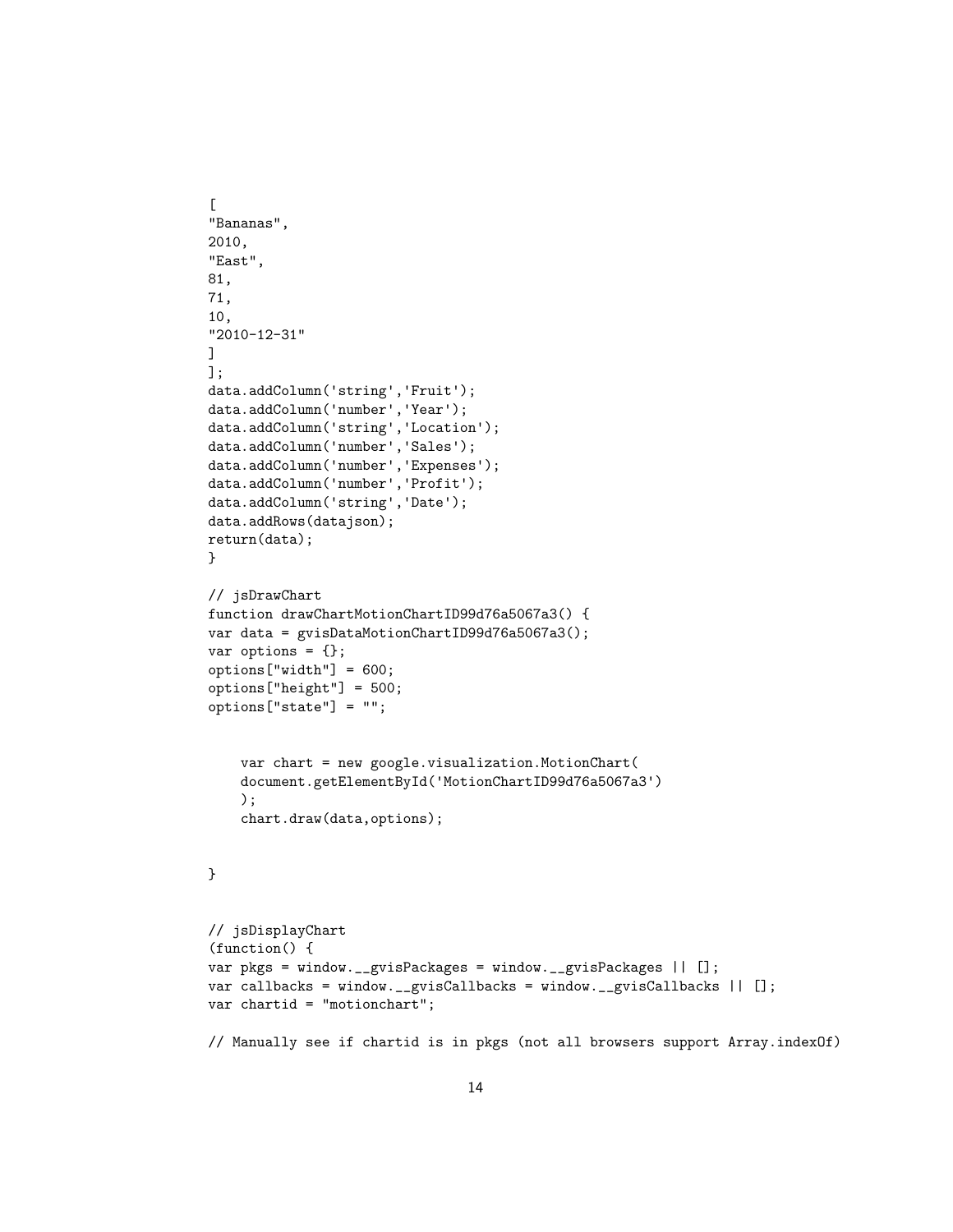```
[
"Bananas",
2010,
"East",
81,
71,
10,
"2010-12-31"
]
];
data.addColumn('string','Fruit');
data.addColumn('number','Year');
data.addColumn('string','Location');
data.addColumn('number','Sales');
data.addColumn('number','Expenses');
data.addColumn('number','Profit');
data.addColumn('string','Date');
data.addRows(datajson);
return(data);
}

// jsDrawChart
function drawChartMotionChartID99d76a5067a3() {
var data = gvisDataMotionChartID99d76a5067a3();
var options = {};
options["width"] = 600;
options["height"] = 500;
options["state"] = "";


    var chart = new google.visualization.MotionChart(
    document.getElementById('MotionChartID99d76a5067a3')
    );
    chart.draw(data,options);


}


// jsDisplayChart
(function() {
var pkgs = window.__gvisPackages = window.__gvisPackages || [];
var callbacks = window.__gvisCallbacks = window.__gvisCallbacks || [];
var chartid = "motionchart";

// Manually see if chartid is in pkgs (not all browsers support Array.indexOf)
```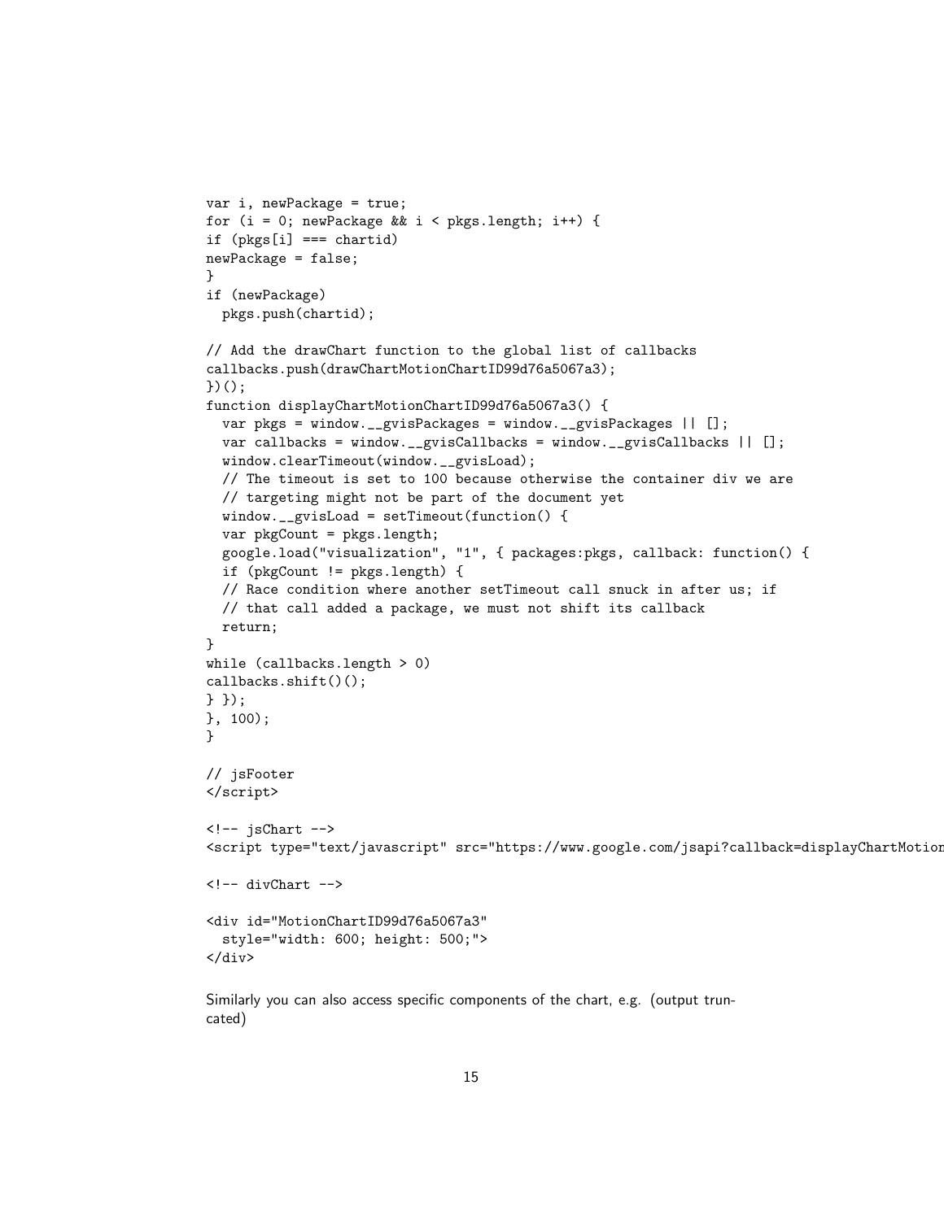```
var i, newPackage = true;
for (i = 0; newPackage && i < pkgs.length; i++) {
if (pkgs[i] === chartid)
newPackage = false;
}
if (newPackage)
  pkgs.push(chartid);

// Add the drawChart function to the global list of callbacks
callbacks.push(drawChartMotionChartID99d76a5067a3);
})();
function displayChartMotionChartID99d76a5067a3() {
  var pkgs = window.__gvisPackages = window.__gvisPackages || [];
  var callbacks = window.__gvisCallbacks = window.__gvisCallbacks || [];
  window.clearTimeout(window.__gvisLoad);
  // The timeout is set to 100 because otherwise the container div we are
  // targeting might not be part of the document yet
  window.__gvisLoad = setTimeout(function() {
  var pkgCount = pkgs.length;
  google.load("visualization", "1", { packages:pkgs, callback: function() {
  if (pkgCount != pkgs.length) {
  // Race condition where another setTimeout call snuck in after us; if
  // that call added a package, we must not shift its callback
  return;
}
while (callbacks.length > 0)
callbacks.shift()();
} });
}, 100);
}

// jsFooter
</script>

<!-- jsChart -->
<script type="text/javascript" src="https://www.google.com/jsapi?callback=displayChartMotion

<!-- divChart -->

<div id="MotionChartID99d76a5067a3"
  style="width: 600; height: 500;">
</div>
```

Similarly you can also access specific components of the chart, e.g. (output truncated)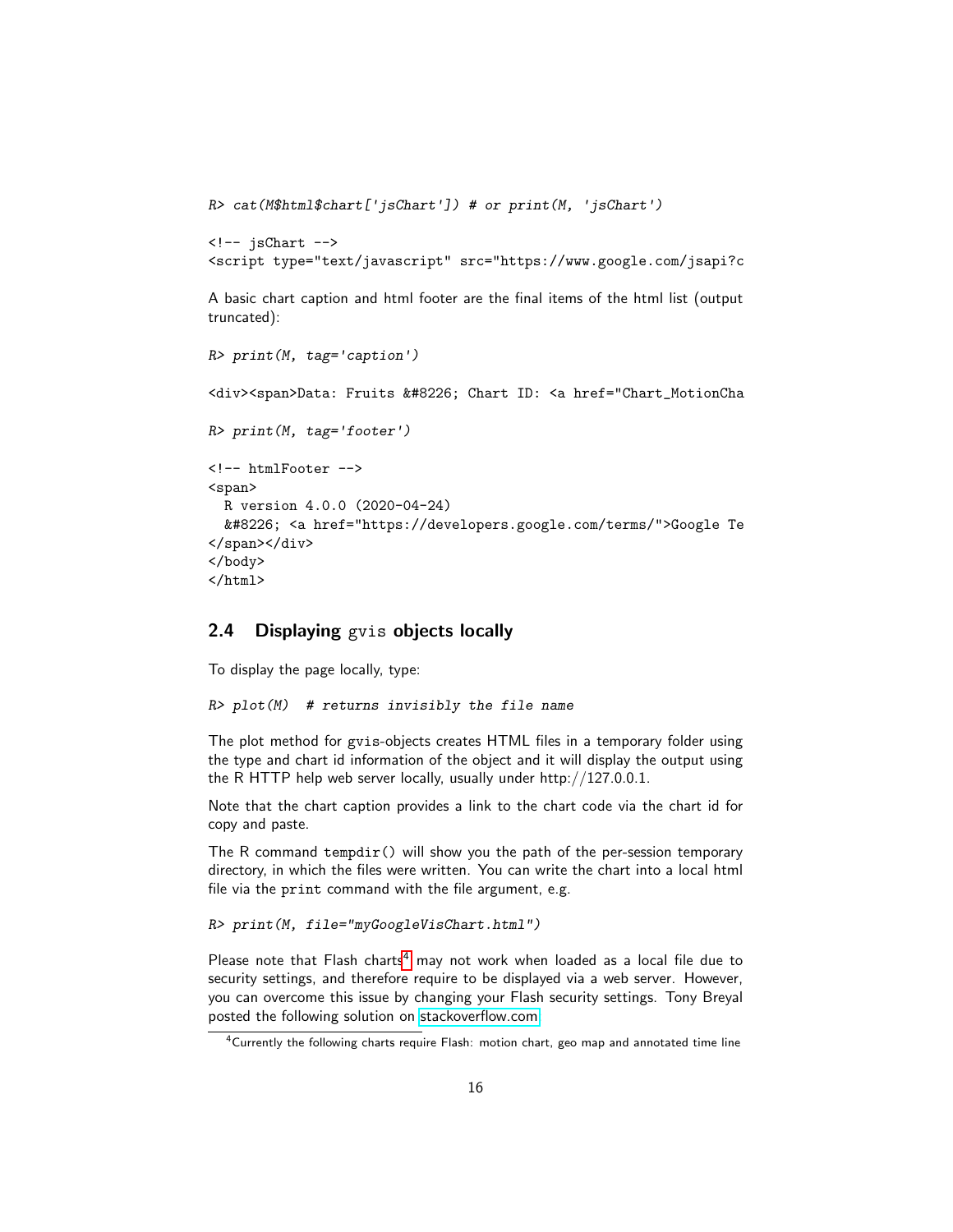```
R> cat(M$html$chart['jsChart']) # or print(M, 'jsChart')
```

```
<!-- jsChart -->
<script type="text/javascript" src="https://www.google.com/jsapi?c
```

A basic chart caption and html footer are the final items of the html list (output truncated):

```
R> print(M, tag='caption')
```

```
<div><span>Data: Fruits &#8226; Chart ID: <a href="Chart_MotionCha
```

```
R> print(M, tag='footer')
```

```
<!-- htmlFooter -->
<span>
  R version 4.0.0 (2020-04-24)
  &#8226; <a href="https://developers.google.com/terms/">Google Te
</span></div>
</body>
</html>
```

## 2.4 Displaying gvis objects locally

To display the page locally, type:

```
R> plot(M)  # returns invisibly the file name
```

The plot method for gvis-objects creates HTML files in a temporary folder using the type and chart id information of the object and it will display the output using the R HTTP help web server locally, usually under http://127.0.0.1.

Note that the chart caption provides a link to the chart code via the chart id for copy and paste.

The R command `tempdir()` will show you the path of the per-session temporary directory, in which the files were written. You can write the chart into a local html file via the `print` command with the file argument, e.g.

```
R> print(M, file="myGoogleVisChart.html")
```

Please note that Flash charts[4] may not work when loaded as a local file due to security settings, and therefore require to be displayed via a web server. However, you can overcome this issue by changing your Flash security settings. Tony Breyal posted the following solution on stackoverflow.com:

[4] Currently the following charts require Flash: motion chart, geo map and annotated time line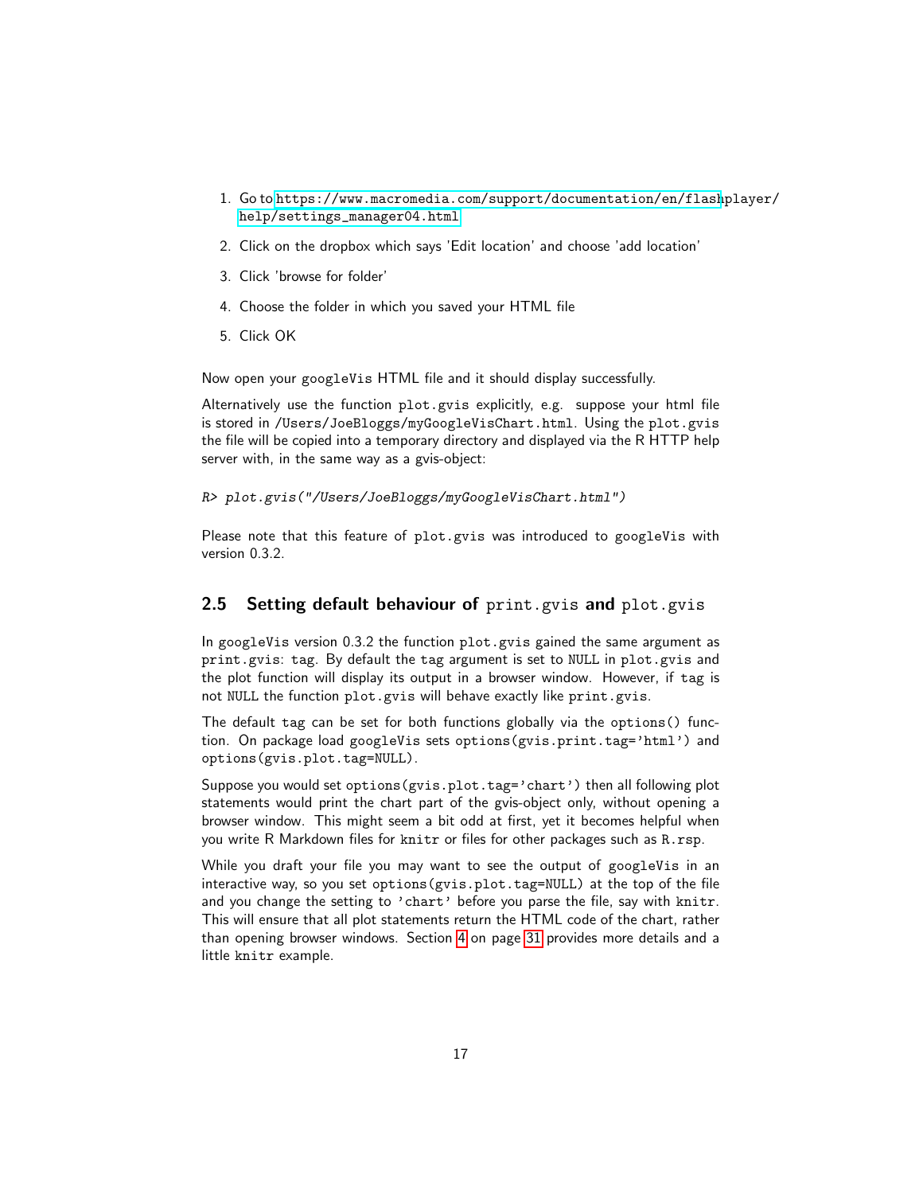1. Go to https://www.macromedia.com/support/documentation/en/flashplayer/help/settings_manager04.html
2. Click on the dropbox which says 'Edit location' and choose 'add location'
3. Click 'browse for folder'
4. Choose the folder in which you saved your HTML file
5. Click OK

Now open your `googleVis` HTML file and it should display successfully.

Alternatively use the function `plot.gvis` explicitly, e.g. suppose your html file is stored in `/Users/JoeBloggs/myGoogleVisChart.html`. Using the `plot.gvis` the file will be copied into a temporary directory and displayed via the R HTTP help server with, in the same way as a gvis-object:

```
R> plot.gvis("/Users/JoeBloggs/myGoogleVisChart.html")
```

Please note that this feature of `plot.gvis` was introduced to `googleVis` with version 0.3.2.

## 2.5 Setting default behaviour of `print.gvis` and `plot.gvis`

In `googleVis` version 0.3.2 the function `plot.gvis` gained the same argument as `print.gvis`: `tag`. By default the `tag` argument is set to `NULL` in `plot.gvis` and the plot function will display its output in a browser window. However, if `tag` is not `NULL` the function `plot.gvis` will behave exactly like `print.gvis`.

The default `tag` can be set for both functions globally via the `options()` function. On package load `googleVis` sets `options(gvis.print.tag='html')` and `options(gvis.plot.tag=NULL)`.

Suppose you would set `options(gvis.plot.tag='chart')` then all following plot statements would print the chart part of the gvis-object only, without opening a browser window. This might seem a bit odd at first, yet it becomes helpful when you write R Markdown files for `knitr` or files for other packages such as `R.rsp`.

While you draft your file you may want to see the output of `googleVis` in an interactive way, so you set `options(gvis.plot.tag=NULL)` at the top of the file and you change the setting to `'chart'` before you parse the file, say with `knitr`. This will ensure that all plot statements return the HTML code of the chart, rather than opening browser windows. Section 4 on page 31 provides more details and a little `knitr` example.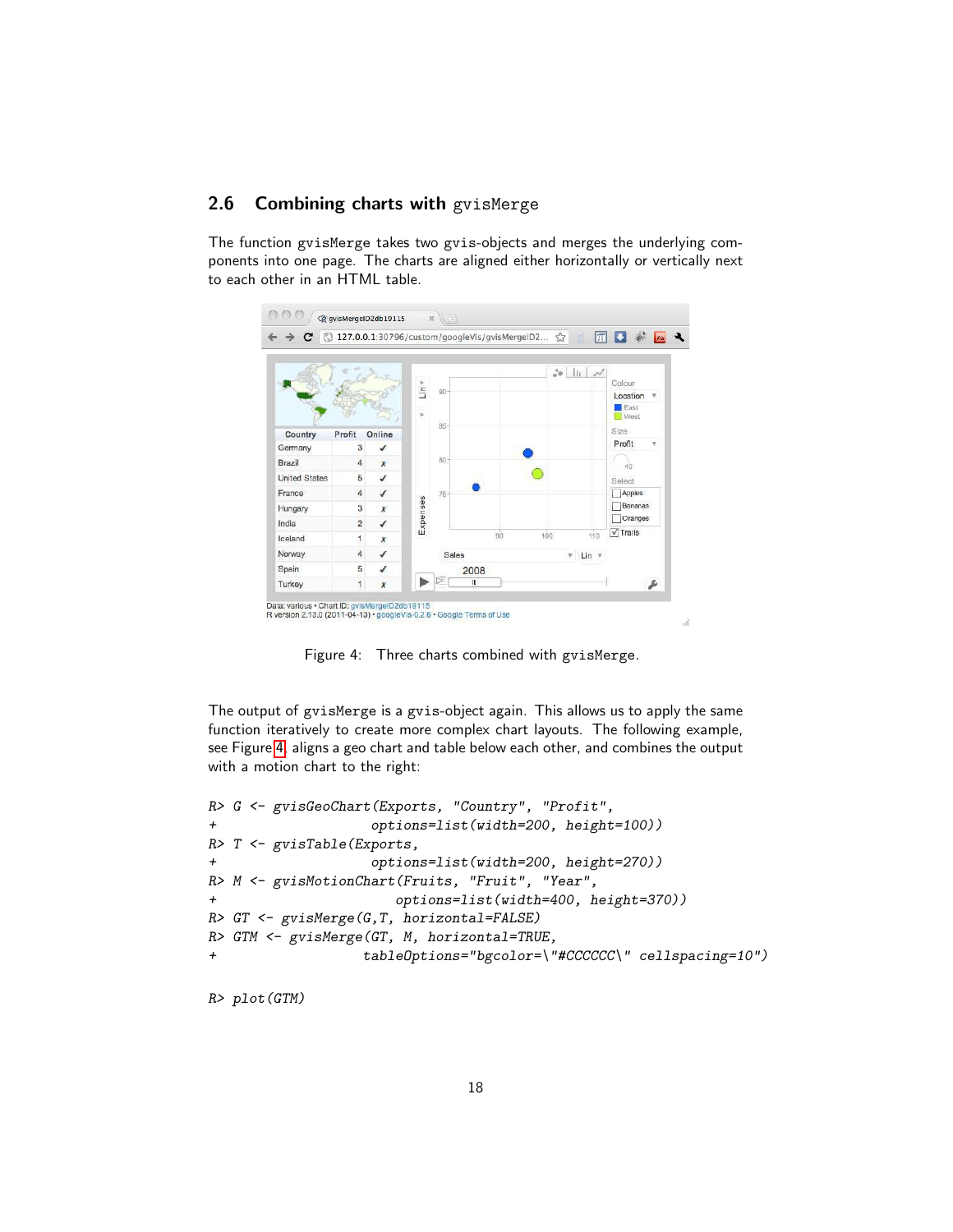## 2.6 Combining charts with gvisMerge

The function gvisMerge takes two gvis-objects and merges the underlying components into one page. The charts are aligned either horizontally or vertically next to each other in an HTML table.

Figure 4: Three charts combined with gvisMerge.

The output of gvisMerge is a gvis-object again. This allows us to apply the same function iteratively to create more complex chart layouts. The following example, see Figure 4, aligns a geo chart and table below each other, and combines the output with a motion chart to the right:

```
R> G <- gvisGeoChart(Exports, "Country", "Profit",
+                    options=list(width=200, height=100))
R> T <- gvisTable(Exports,
+                    options=list(width=200, height=270))
R> M <- gvisMotionChart(Fruits, "Fruit", "Year",
+                       options=list(width=400, height=370))
R> GT <- gvisMerge(G,T, horizontal=FALSE)
R> GTM <- gvisMerge(GT, M, horizontal=TRUE,
+                   tableOptions="bgcolor=\"#CCCCCC\" cellspacing=10")

R> plot(GTM)
```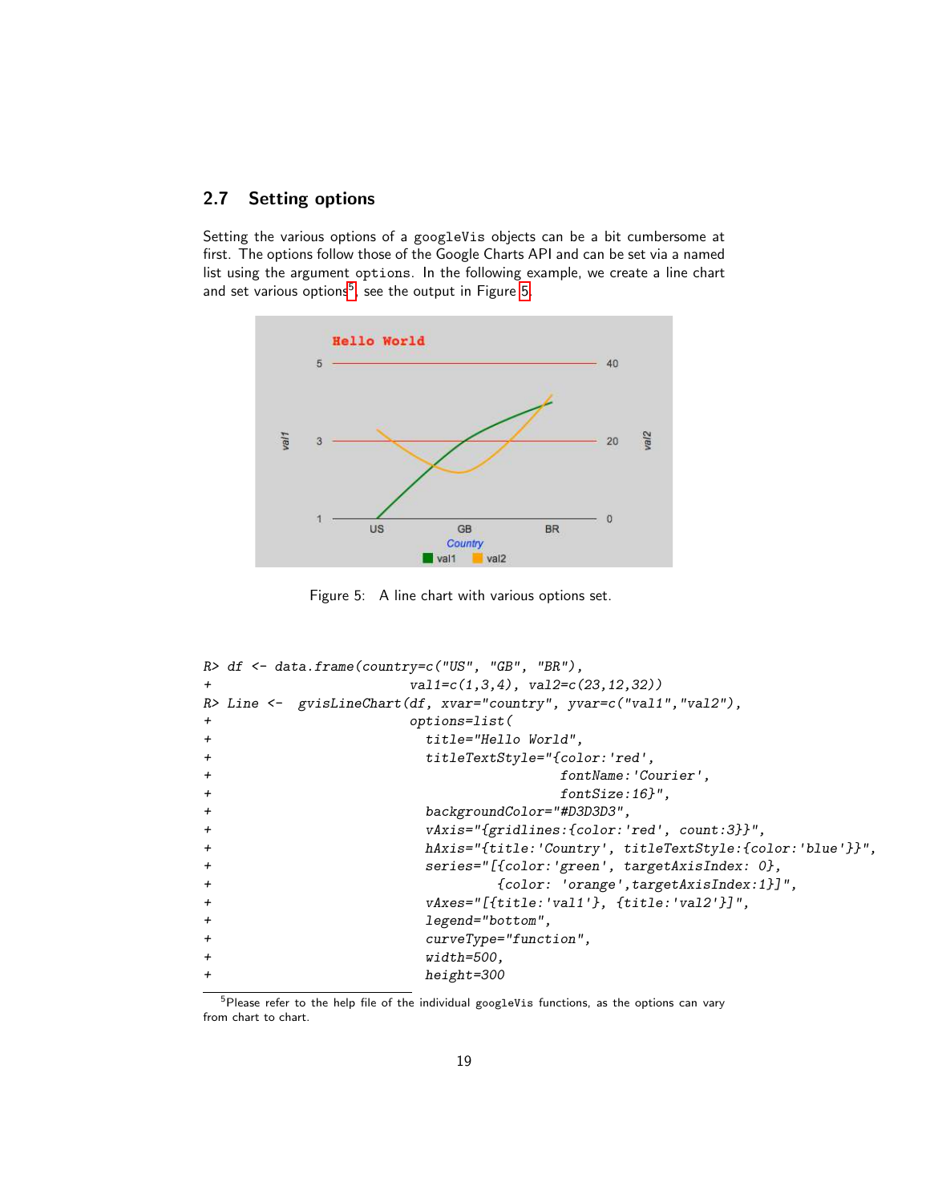## 2.7 Setting options

Setting the various options of a googleVis objects can be a bit cumbersome at first. The options follow those of the Google Charts API and can be set via a named list using the argument options. In the following example, we create a line chart and set various options[5], see the output in Figure 5.

Figure 5: A line chart with various options set.

```
R> df <- data.frame(country=c("US", "GB", "BR"),
+                   val1=c(1,3,4), val2=c(23,12,32))
R> Line <-  gvisLineChart(df, xvar="country", yvar=c("val1","val2"),
+                   options=list(
+                     title="Hello World",
+                     titleTextStyle="{color:'red',
+                                      fontName:'Courier',
+                                      fontSize:16}",
+                     backgroundColor="#D3D3D3",
+                     vAxis="{gridlines:{color:'red', count:3}}",
+                     hAxis="{title:'Country', titleTextStyle:{color:'blue'}}",
+                     series="[{color:'green', targetAxisIndex: 0},
+                              {color: 'orange',targetAxisIndex:1}]",
+                     vAxes="[{title:'val1'}, {title:'val2'}]",
+                     legend="bottom",
+                     curveType="function",
+                     width=500,
+                     height=300
```

[5] Please refer to the help file of the individual googleVis functions, as the options can vary from chart to chart.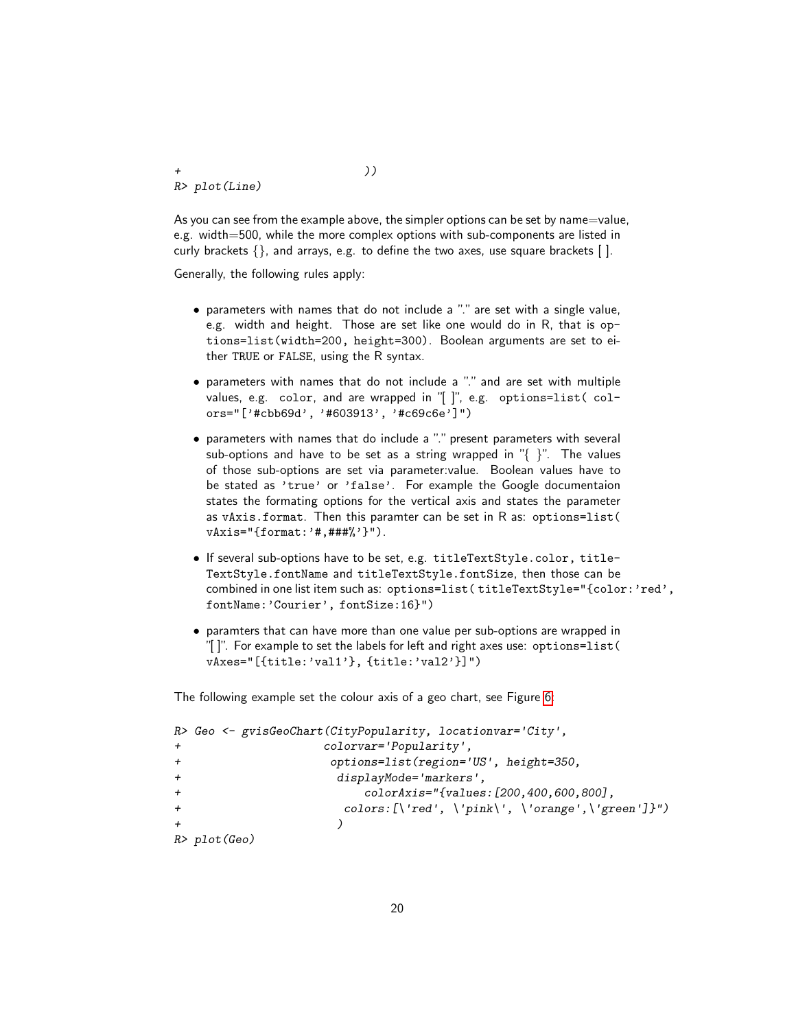```
+                              ))
R> plot(Line)
```

As you can see from the example above, the simpler options can be set by name=value, e.g. width=500, while the more complex options with sub-components are listed in curly brackets {}, and arrays, e.g. to define the two axes, use square brackets [ ].

Generally, the following rules apply:

- parameters with names that do not include a "." are set with a single value, e.g. width and height. Those are set like one would do in R, that is `options=list(width=200, height=300)`. Boolean arguments are set to either `TRUE` or `FALSE`, using the R syntax.
- parameters with names that do not include a "." and are set with multiple values, e.g. color, and are wrapped in "[ ]", e.g. `options=list( colors="['#cbb69d', '#603913', '#c69c6e']")`
- parameters with names that do include a "." present parameters with several sub-options and have to be set as a string wrapped in "{ }". The values of those sub-options are set via parameter:value. Boolean values have to be stated as `'true'` or `'false'`. For example the Google documentaion states the formating options for the vertical axis and states the parameter as `vAxis.format`. Then this paramter can be set in R as: `options=list( vAxis="{format:'#,###%'}")`.
- If several sub-options have to be set, e.g. `titleTextStyle.color`, `titleTextStyle.fontName` and `titleTextStyle.fontSize`, then those can be combined in one list item such as: `options=list( titleTextStyle="{color:'red', fontName:'Courier', fontSize:16}")`
- paramters that can have more than one value per sub-options are wrapped in "[ ]". For example to set the labels for left and right axes use: `options=list( vAxes="[{title:'val1'}, {title:'val2'}]")`

The following example set the colour axis of a geo chart, see Figure 6:

```
R> Geo <- gvisGeoChart(CityPopularity, locationvar='City',
+                     colorvar='Popularity',
+                      options=list(region='US', height=350,
+                       displayMode='markers',
+                           colorAxis="{values:[200,400,600,800],
+                        colors:[\'red', \'pink\', \'orange',\'green']}")
+                       )
R> plot(Geo)
```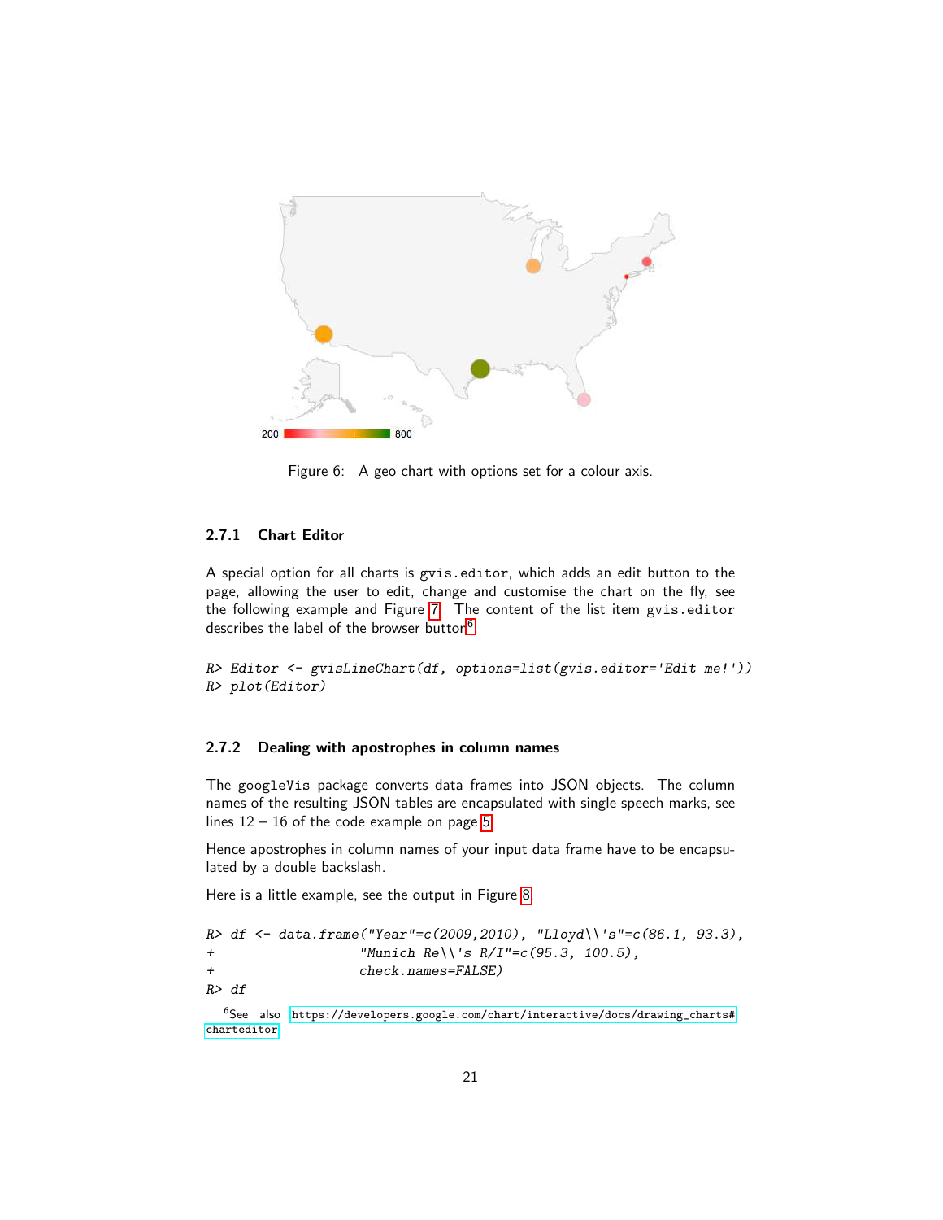Figure 6: A geo chart with options set for a colour axis.

### 2.7.1 Chart Editor

A special option for all charts is `gvis.editor`, which adds an edit button to the page, allowing the user to edit, change and customise the chart on the fly, see the following example and Figure 7. The content of the list item `gvis.editor` describes the label of the browser button[6].

```
R> Editor <- gvisLineChart(df, options=list(gvis.editor='Edit me!'))
R> plot(Editor)
```

### 2.7.2 Dealing with apostrophes in column names

The `googleVis` package converts data frames into JSON objects. The column names of the resulting JSON tables are encapsulated with single speech marks, see lines 12 – 16 of the code example on page 5.

Hence apostrophes in column names of your input data frame have to be encapsulated by a double backslash.

Here is a little example, see the output in Figure 8.

```
R> df <- data.frame("Year"=c(2009,2010), "Lloyd\\'s"=c(86.1, 93.3),
+                   "Munich Re\\'s R/I"=c(95.3, 100.5),
+                   check.names=FALSE)
R> df
```

[6] See also https://developers.google.com/chart/interactive/docs/drawing_charts#charteditor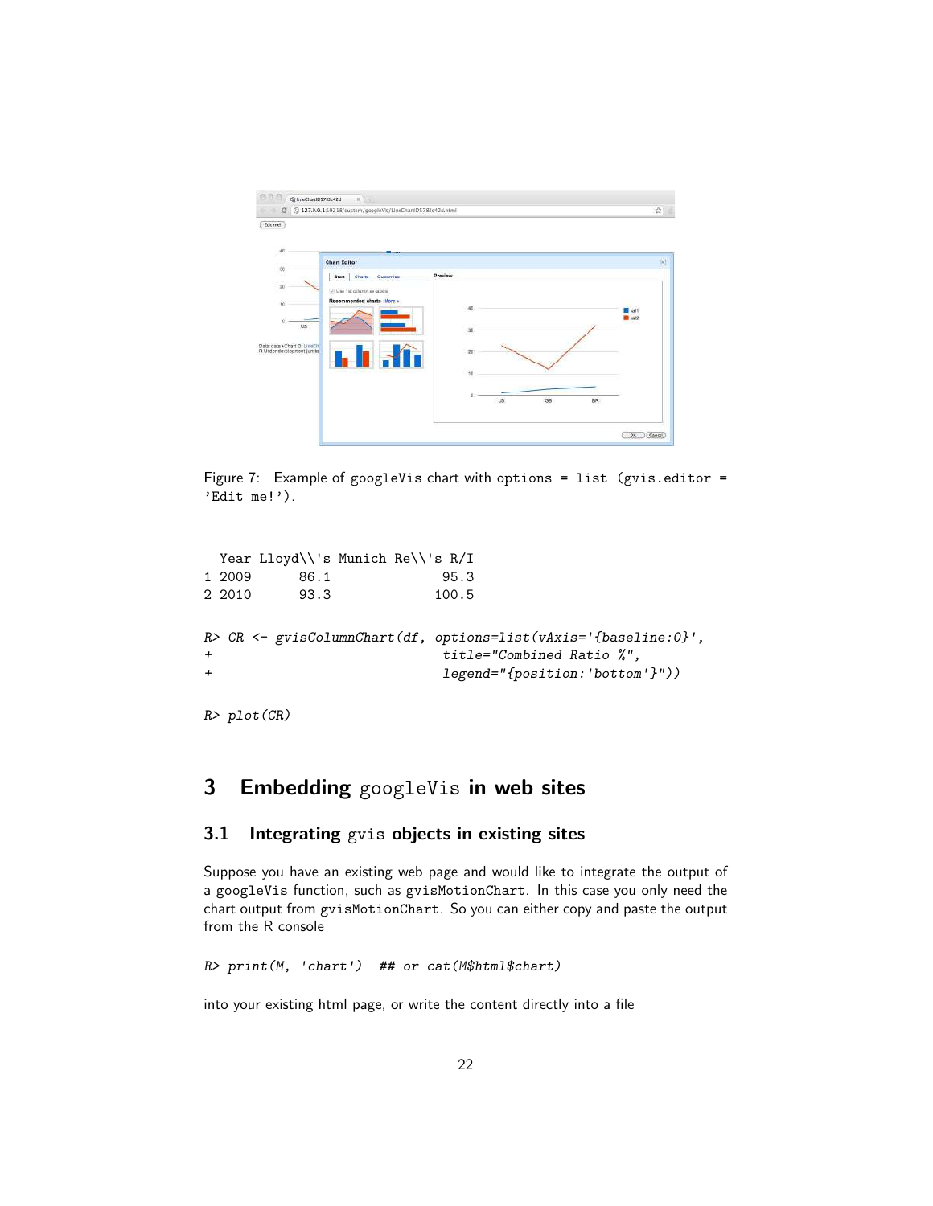Figure 7: Example of googleVis chart with options = list (gvis.editor = 'Edit me!').

```
  Year Lloyd\\'s Munich Re\\'s R/I
1 2009       86.1             95.3
2 2010       93.3            100.5
```

```
R> CR <- gvisColumnChart(df, options=list(vAxis='{baseline:0}',
+                                  title="Combined Ratio %",
+                                  legend="{position:'bottom'}"))

R> plot(CR)
```

# 3 Embedding googleVis in web sites

## 3.1 Integrating gvis objects in existing sites

Suppose you have an existing web page and would like to integrate the output of a googleVis function, such as gvisMotionChart. In this case you only need the chart output from gvisMotionChart. So you can either copy and paste the output from the R console

```
R> print(M, 'chart')  ## or cat(M$html$chart)
```

into your existing html page, or write the content directly into a file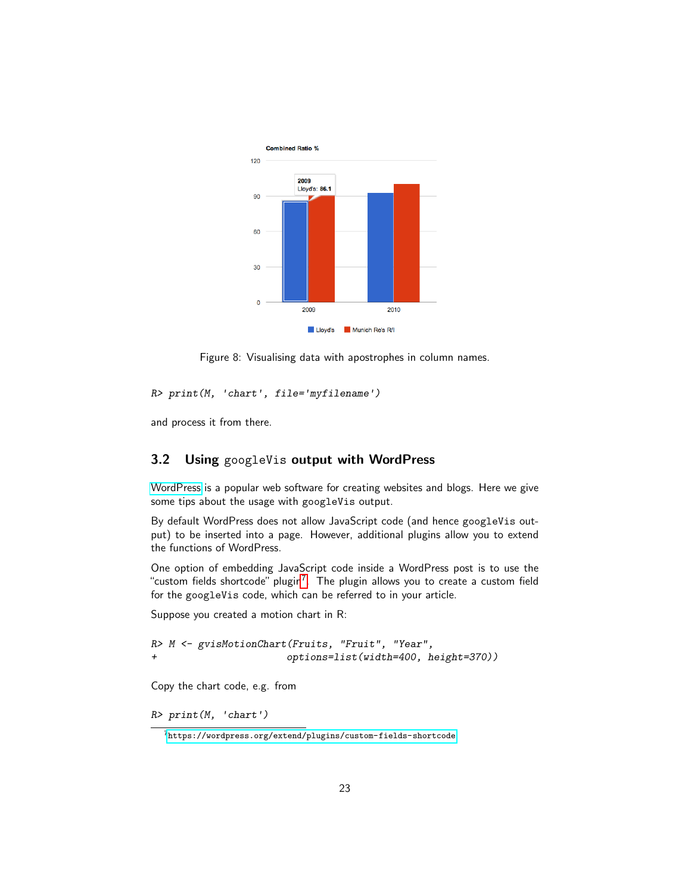Figure 8: Visualising data with apostrophes in column names.

```
R> print(M, 'chart', file='myfilename')
```

and process it from there.

### 3.2 Using googleVis output with WordPress

WordPress is a popular web software for creating websites and blogs. Here we give some tips about the usage with googleVis output.

By default WordPress does not allow JavaScript code (and hence googleVis output) to be inserted into a page. However, additional plugins allow you to extend the functions of WordPress.

One option of embedding JavaScript code inside a WordPress post is to use the "custom fields shortcode" plugin[7]. The plugin allows you to create a custom field for the googleVis code, which can be referred to in your article.

Suppose you created a motion chart in R:

```
R> M <- gvisMotionChart(Fruits, "Fruit", "Year",
+                      options=list(width=400, height=370))
```

Copy the chart code, e.g. from

```
R> print(M, 'chart')
```

[7] https://wordpress.org/extend/plugins/custom-fields-shortcode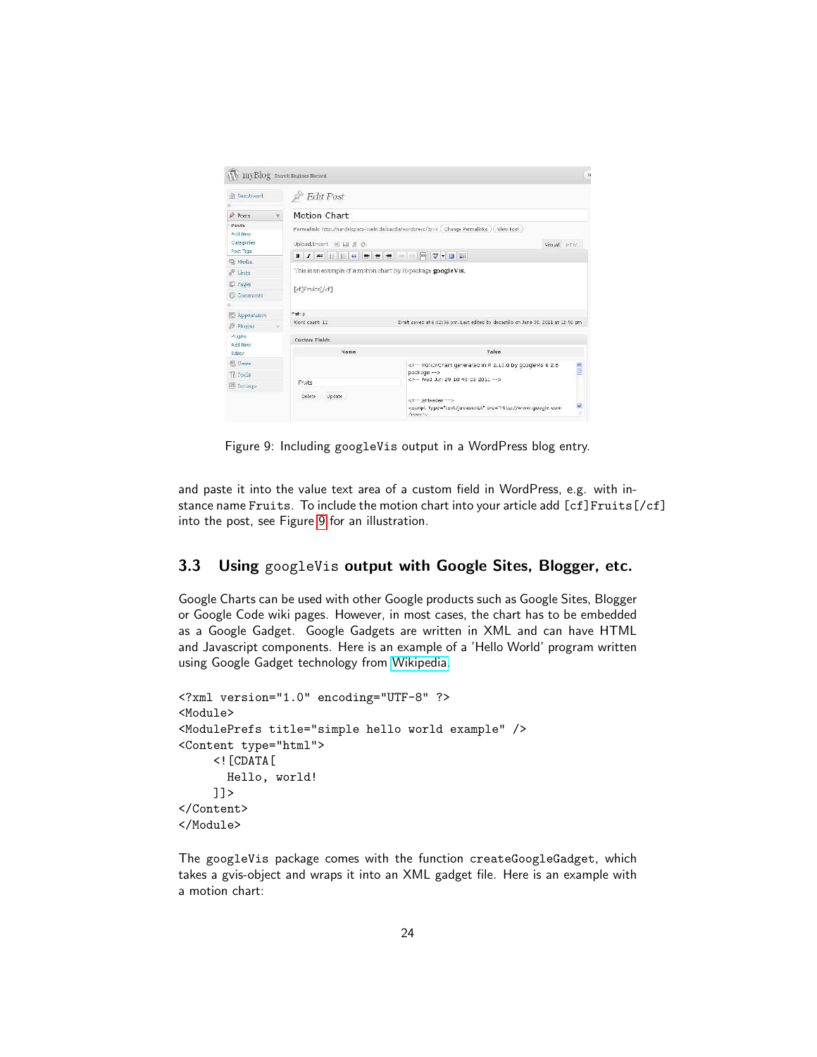Figure 9: Including googleVis output in a WordPress blog entry.

and paste it into the value text area of a custom field in WordPress, e.g. with instance name Fruits. To include the motion chart into your article add [cf]Fruits[/cf] into the post, see Figure 9 for an illustration.

### 3.3 Using googleVis output with Google Sites, Blogger, etc.

Google Charts can be used with other Google products such as Google Sites, Blogger or Google Code wiki pages. However, in most cases, the chart has to be embedded as a Google Gadget. Google Gadgets are written in XML and can have HTML and Javascript components. Here is an example of a 'Hello World' program written using Google Gadget technology from Wikipedia.

```
<?xml version="1.0" encoding="UTF-8" ?>
<Module>
<ModulePrefs title="simple hello world example" />
<Content type="html">
     <![CDATA[
       Hello, world!
     ]]>
</Content>
</Module>
```

The googleVis package comes with the function createGoogleGadget, which takes a gvis-object and wraps it into an XML gadget file. Here is an example with a motion chart: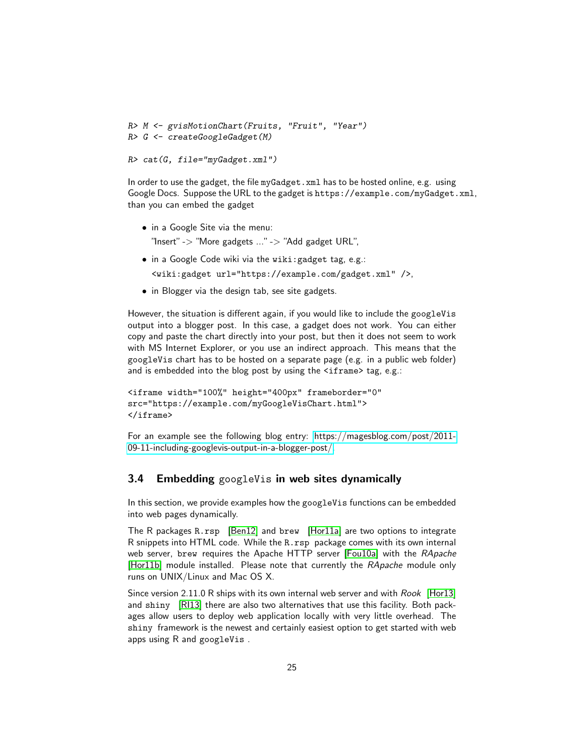```
R> M <- gvisMotionChart(Fruits, "Fruit", "Year")
R> G <- createGoogleGadget(M)

R> cat(G, file="myGadget.xml")
```

In order to use the gadget, the file `myGadget.xml` has to be hosted online, e.g. using Google Docs. Suppose the URL to the gadget is `https://example.com/myGadget.xml`, than you can embed the gadget

- in a Google Site via the menu:
  "Insert" -> "More gadgets ..." -> "Add gadget URL",
- in a Google Code wiki via the `wiki:gadget` tag, e.g.:
  `<wiki:gadget url="https://example.com/gadget.xml" />`,
- in Blogger via the design tab, see site gadgets.

However, the situation is different again, if you would like to include the `googleVis` output into a blogger post. In this case, a gadget does not work. You can either copy and paste the chart directly into your post, but then it does not seem to work with MS Internet Explorer, or you use an indirect approach. This means that the `googleVis` chart has to be hosted on a separate page (e.g. in a public web folder) and is embedded into the blog post by using the `<iframe>` tag, e.g.:

```
<iframe width="100%" height="400px" frameborder="0"
src="https://example.com/myGoogleVisChart.html">
</iframe>
```

For an example see the following blog entry: https://magesblog.com/post/2011-09-11-including-googlevis-output-in-a-blogger-post/.

## 3.4 Embedding `googleVis` in web sites dynamically

In this section, we provide examples how the `googleVis` functions can be embedded into web pages dynamically.

The R packages `R.rsp` [Ben12] and `brew` [Hor11a] are two options to integrate R snippets into HTML code. While the `R.rsp` package comes with its own internal web server, `brew` requires the Apache HTTP server [Fou10a] with the *RApache* [Hor11b] module installed. Please note that currently the *RApache* module only runs on UNIX/Linux and Mac OS X.

Since version 2.11.0 R ships with its own internal web server and with *Rook* [Hor13] and `shiny` [RI13] there are also two alternatives that use this facility. Both packages allow users to deploy web application locally with very little overhead. The `shiny` framework is the newest and certainly easiest option to get started with web apps using R and `googleVis`.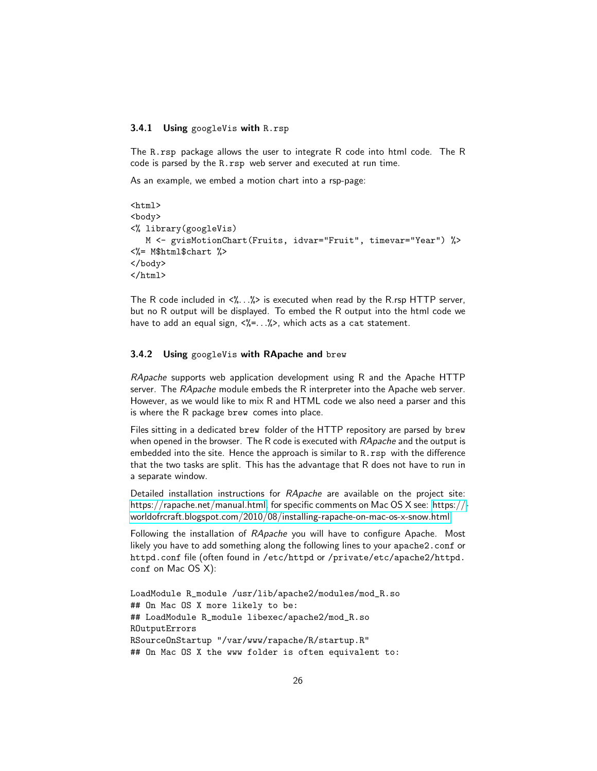### 3.4.1 Using googleVis with R.rsp

The R.rsp package allows the user to integrate R code into html code. The R code is parsed by the R.rsp web server and executed at run time.

As an example, we embed a motion chart into a rsp-page:

```
<html>
<body>
<% library(googleVis)
   M <- gvisMotionChart(Fruits, idvar="Fruit", timevar="Year") %>
<%= M$html$chart %>
</body>
</html>
```

The R code included in <%...%> is executed when read by the R.rsp HTTP server, but no R output will be displayed. To embed the R output into the html code we have to add an equal sign, <%=...%>, which acts as a cat statement.

### 3.4.2 Using googleVis with RApache and brew

*RApache* supports web application development using R and the Apache HTTP server. The *RApache* module embeds the R interpreter into the Apache web server. However, as we would like to mix R and HTML code we also need a parser and this is where the R package brew comes into place.

Files sitting in a dedicated brew folder of the HTTP repository are parsed by brew when opened in the browser. The R code is executed with *RApache* and the output is embedded into the site. Hence the approach is similar to R.rsp with the difference that the two tasks are split. This has the advantage that R does not have to run in a separate window.

Detailed installation instructions for *RApache* are available on the project site: https://rapache.net/manual.html, for specific comments on Mac OS X see: https://worldofrcraft.blogspot.com/2010/08/installing-rapache-on-mac-os-x-snow.html

Following the installation of *RApache* you will have to configure Apache. Most likely you have to add something along the following lines to your apache2.conf or httpd.conf file (often found in /etc/httpd or /private/etc/apache2/httpd.conf on Mac OS X):

```
LoadModule R_module /usr/lib/apache2/modules/mod_R.so
## On Mac OS X more likely to be:
## LoadModule R_module libexec/apache2/mod_R.so
ROutputErrors
RSourceOnStartup "/var/www/rapache/R/startup.R"
## On Mac OS X the www folder is often equivalent to:
```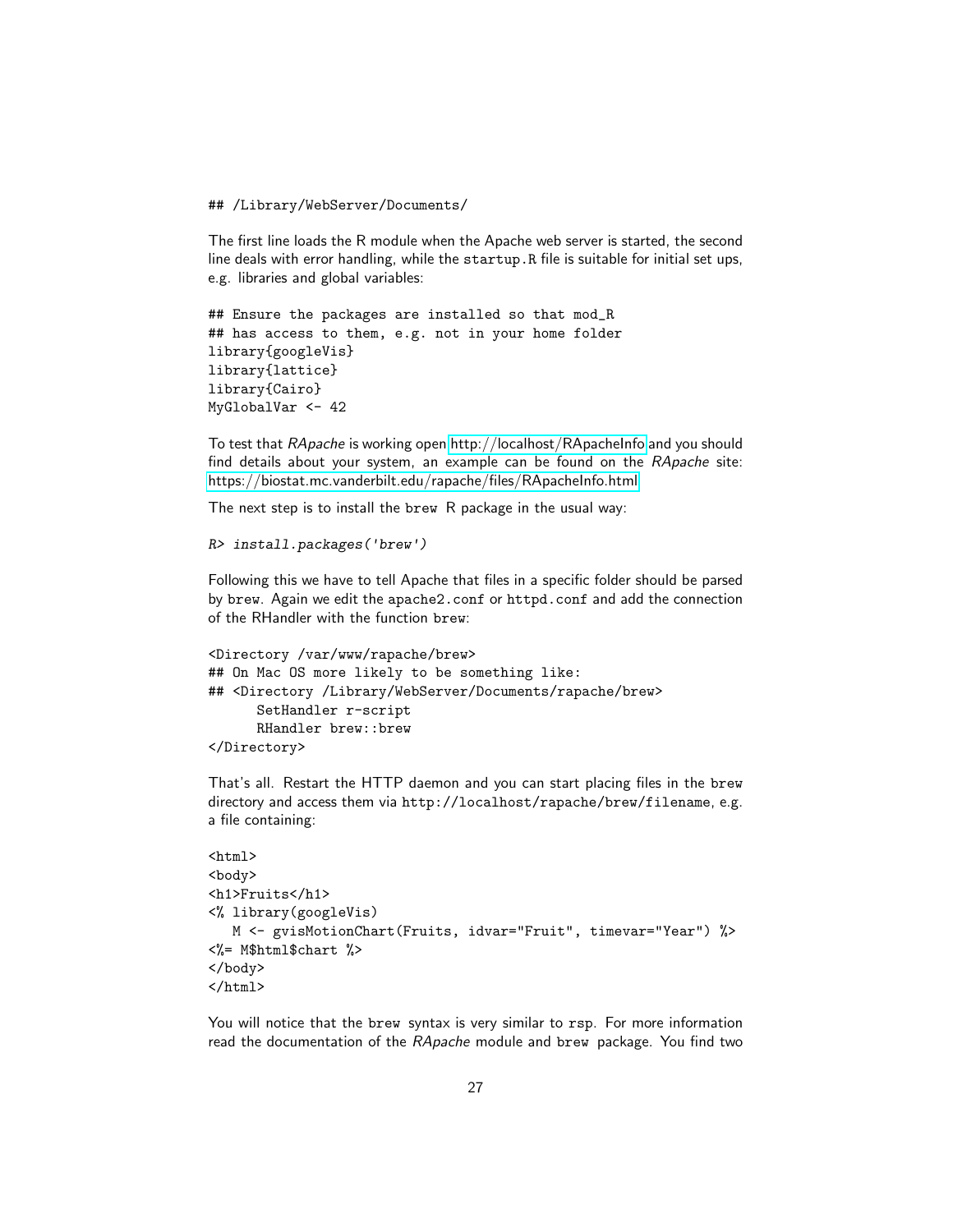```
## /Library/WebServer/Documents/
```

The first line loads the R module when the Apache web server is started, the second line deals with error handling, while the `startup.R` file is suitable for initial set ups, e.g. libraries and global variables:

```
## Ensure the packages are installed so that mod_R
## has access to them, e.g. not in your home folder
library{googleVis}
library{lattice}
library{Cairo}
MyGlobalVar <- 42
```

To test that *RApache* is working open http://localhost/RApacheInfo and you should find details about your system, an example can be found on the *RApache* site: https://biostat.mc.vanderbilt.edu/rapache/files/RApacheInfo.html

The next step is to install the `brew` R package in the usual way:

```
R> install.packages('brew')
```

Following this we have to tell Apache that files in a specific folder should be parsed by `brew`. Again we edit the `apache2.conf` or `httpd.conf` and add the connection of the RHandler with the function `brew`:

```
<Directory /var/www/rapache/brew>
## On Mac OS more likely to be something like:
## <Directory /Library/WebServer/Documents/rapache/brew>
      SetHandler r-script
      RHandler brew::brew
</Directory>
```

That's all. Restart the HTTP daemon and you can start placing files in the `brew` directory and access them via `http://localhost/rapache/brew/filename`, e.g. a file containing:

```
<html>
<body>
<h1>Fruits</h1>
<% library(googleVis)
   M <- gvisMotionChart(Fruits, idvar="Fruit", timevar="Year") %>
<%= M$html$chart %>
</body>
</html>
```

You will notice that the `brew` syntax is very similar to `rsp`. For more information read the documentation of the *RApache* module and `brew` package. You find two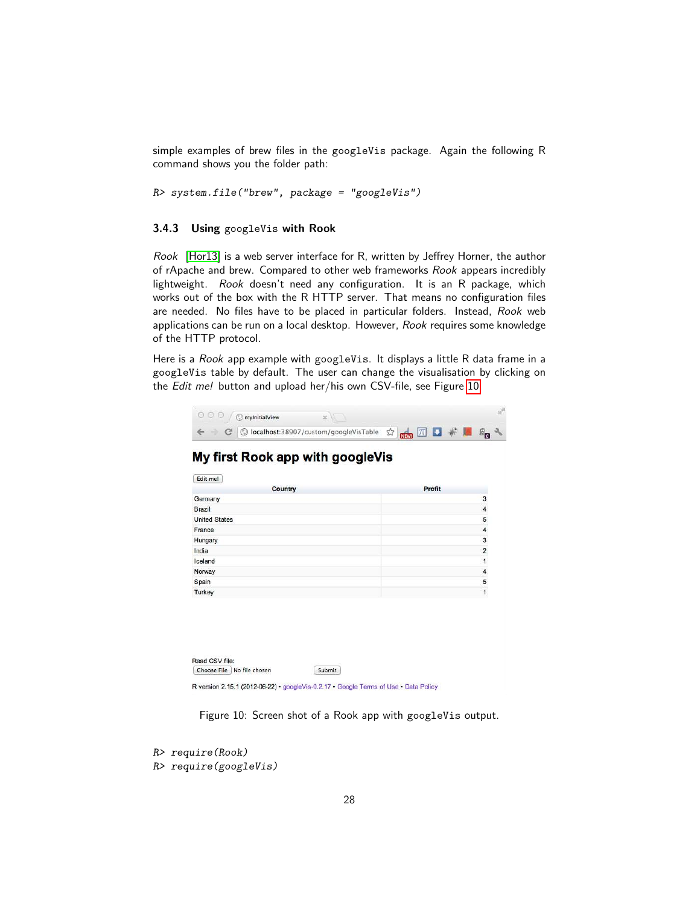simple examples of brew files in the googleVis package. Again the following R command shows you the folder path:

```
R> system.file("brew", package = "googleVis")
```

### 3.4.3 Using googleVis with Rook

*Rook* [Hor13] is a web server interface for R, written by Jeffrey Horner, the author of rApache and brew. Compared to other web frameworks *Rook* appears incredibly lightweight. *Rook* doesn't need any configuration. It is an R package, which works out of the box with the R HTTP server. That means no configuration files are needed. No files have to be placed in particular folders. Instead, *Rook* web applications can be run on a local desktop. However, *Rook* requires some knowledge of the HTTP protocol.

Here is a *Rook* app example with googleVis. It displays a little R data frame in a googleVis table by default. The user can change the visualisation by clicking on the *Edit me!* button and upload her/his own CSV-file, see Figure 10.

Figure 10: Screen shot of a Rook app with googleVis output.

```
R> require(Rook)
R> require(googleVis)
```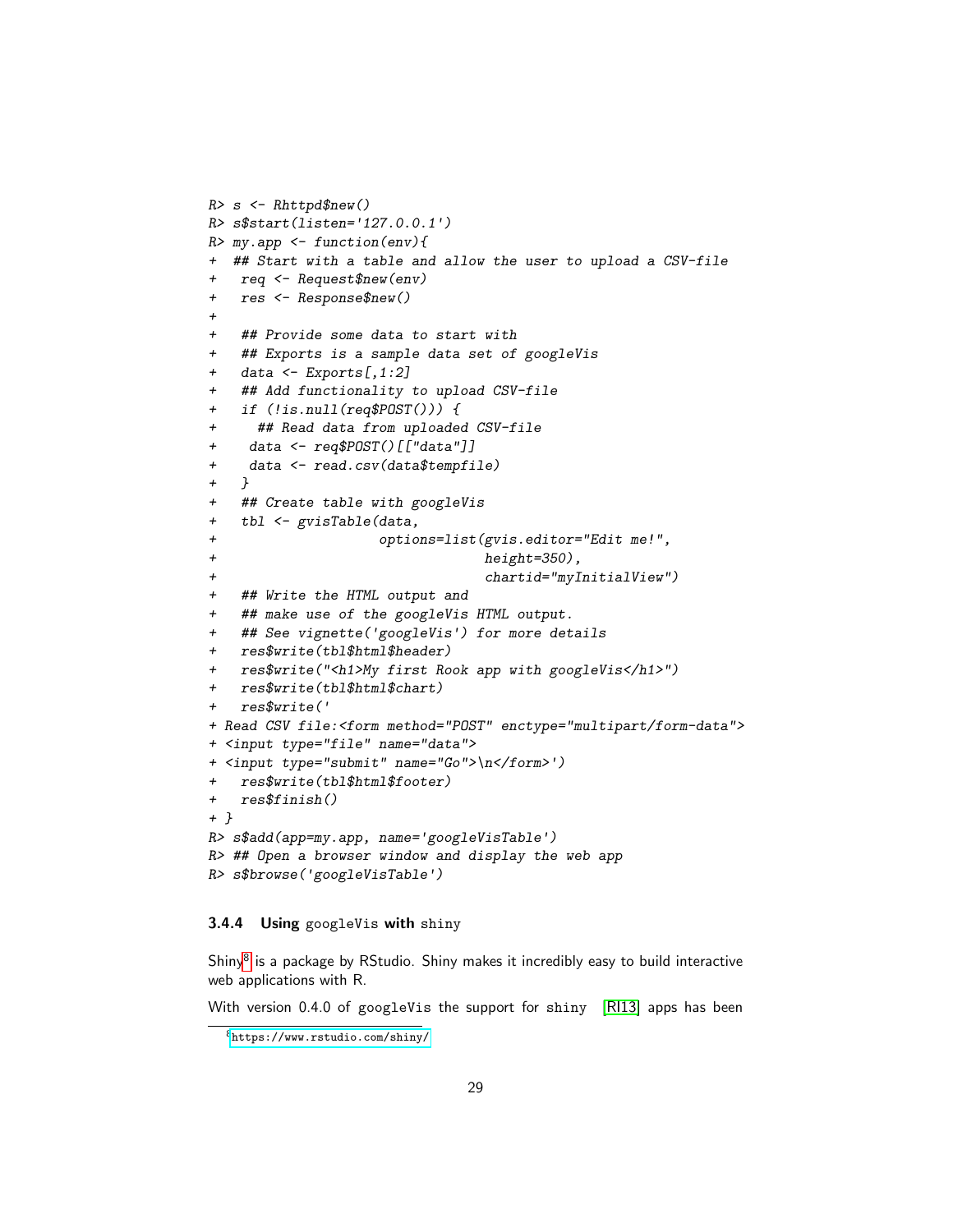```
R> s <- Rhttpd$new()
R> s$start(listen='127.0.0.1')
R> my.app <- function(env){
+  ## Start with a table and allow the user to upload a CSV-file
+   req <- Request$new(env)
+   res <- Response$new()
+
+   ## Provide some data to start with
+   ## Exports is a sample data set of googleVis
+   data <- Exports[,1:2]
+   ## Add functionality to upload CSV-file
+   if (!is.null(req$POST())) {
+     ## Read data from uploaded CSV-file
+    data <- req$POST()[["data"]]
+    data <- read.csv(data$tempfile)
+   }
+   ## Create table with googleVis
+   tbl <- gvisTable(data,
+                    options=list(gvis.editor="Edit me!",
+                                 height=350),
+                                 chartid="myInitialView")
+   ## Write the HTML output and
+   ## make use of the googleVis HTML output.
+   ## See vignette('googleVis') for more details
+   res$write(tbl$html$header)
+   res$write("<h1>My first Rook app with googleVis</h1>")
+   res$write(tbl$html$chart)
+   res$write('
+ Read CSV file:<form method="POST" enctype="multipart/form-data">
+ <input type="file" name="data">
+ <input type="submit" name="Go">\n</form>')
+   res$write(tbl$html$footer)
+   res$finish()
+ }
R> s$add(app=my.app, name='googleVisTable')
R> ## Open a browser window and display the web app
R> s$browse('googleVisTable')
```

### 3.4.4 Using googleVis with shiny

Shiny[8] is a package by RStudio. Shiny makes it incredibly easy to build interactive web applications with R.

With version 0.4.0 of googleVis the support for shiny [RI13] apps has been

[8] https://www.rstudio.com/shiny/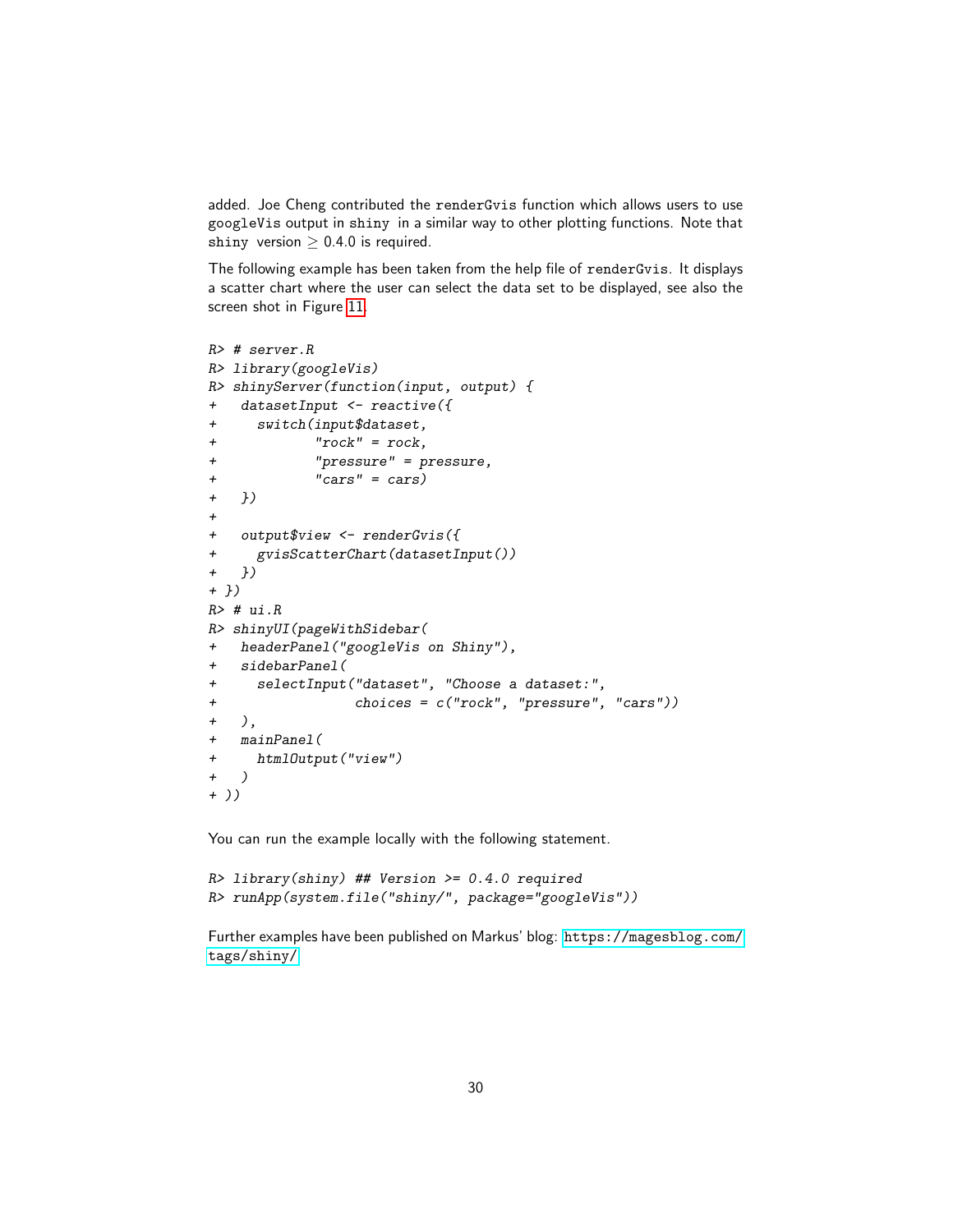added. Joe Cheng contributed the `renderGvis` function which allows users to use `googleVis` output in `shiny` in a similar way to other plotting functions. Note that `shiny` version $\geq$ 0.4.0 is required.

The following example has been taken from the help file of `renderGvis`. It displays a scatter chart where the user can select the data set to be displayed, see also the screen shot in Figure 11.

```
R> # server.R
R> library(googleVis)
R> shinyServer(function(input, output) {
+   datasetInput <- reactive({
+     switch(input$dataset,
+            "rock" = rock,
+            "pressure" = pressure,
+            "cars" = cars)
+   })
+
+   output$view <- renderGvis({
+     gvisScatterChart(datasetInput())
+   })
+ })
R> # ui.R
R> shinyUI(pageWithSidebar(
+   headerPanel("googleVis on Shiny"),
+   sidebarPanel(
+     selectInput("dataset", "Choose a dataset:",
+                 choices = c("rock", "pressure", "cars"))
+   ),
+   mainPanel(
+     htmlOutput("view")
+   )
+ ))
```

You can run the example locally with the following statement.

```
R> library(shiny) ## Version >= 0.4.0 required
R> runApp(system.file("shiny/", package="googleVis"))
```

Further examples have been published on Markus' blog: https://magesblog.com/tags/shiny/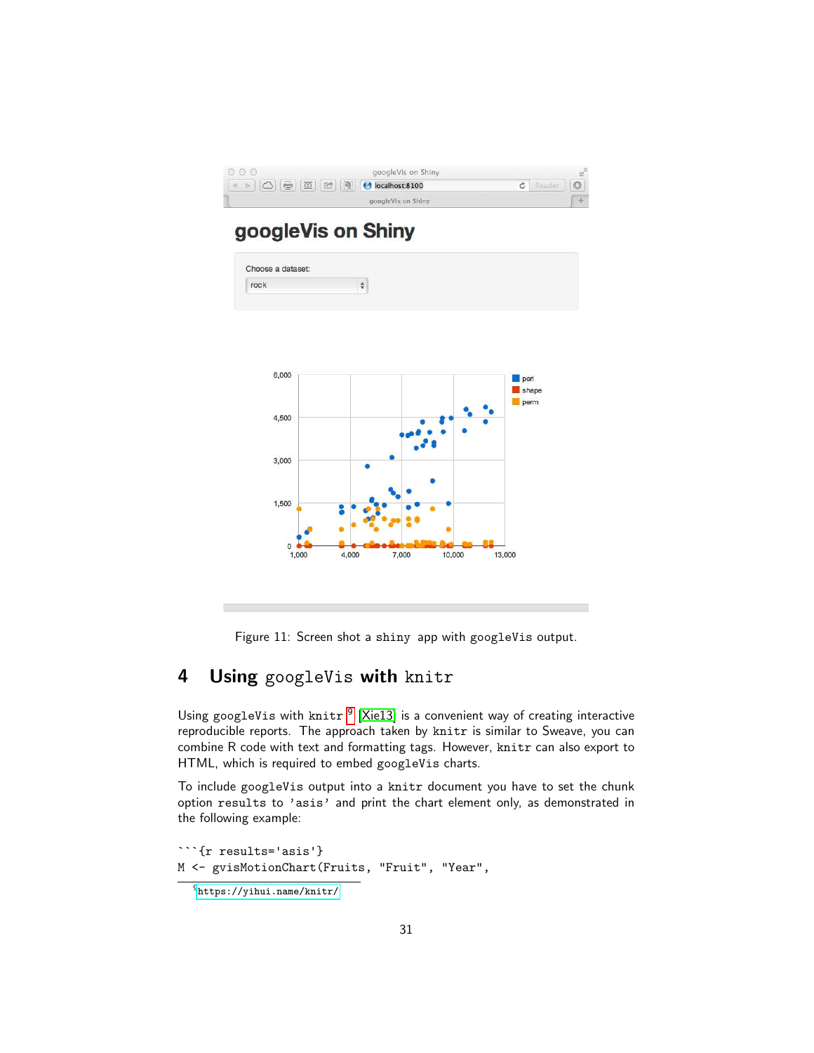Figure 11: Screen shot a shiny app with googleVis output.

## 4 Using googleVis with knitr

Using googleVis with knitr [9] [Xie13] is a convenient way of creating interactive reproducible reports. The approach taken by knitr is similar to Sweave, you can combine R code with text and formatting tags. However, knitr can also export to HTML, which is required to embed googleVis charts.

To include googleVis output into a knitr document you have to set the chunk option results to 'asis' and print the chart element only, as demonstrated in the following example:

```
```{r results='asis'}
M <- gvisMotionChart(Fruits, "Fruit", "Year",
```

[9] https://yihui.name/knitr/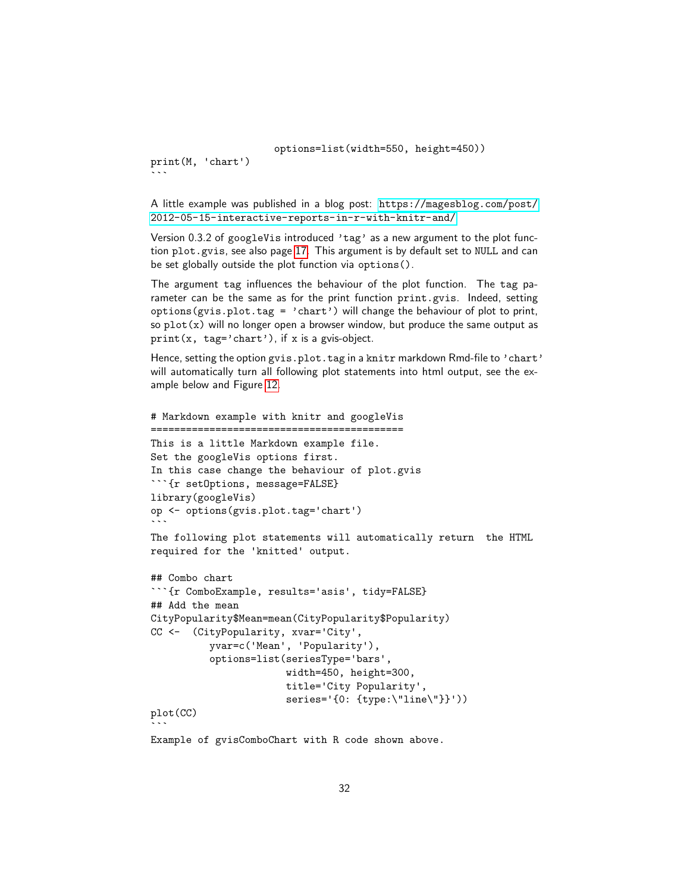```
                         options=list(width=550, height=450))
print(M, 'chart')
```
```

A little example was published in a blog post: https://magesblog.com/post/2012-05-15-interactive-reports-in-r-with-knitr-and/

Version 0.3.2 of googleVis introduced 'tag' as a new argument to the plot function plot.gvis, see also page 17. This argument is by default set to NULL and can be set globally outside the plot function via options().

The argument tag influences the behaviour of the plot function. The tag parameter can be the same as for the print function print.gvis. Indeed, setting options(gvis.plot.tag = 'chart') will change the behaviour of plot to print, so plot(x) will no longer open a browser window, but produce the same output as print(x, tag='chart'), if x is a gvis-object.

Hence, setting the option gvis.plot.tag in a knitr markdown Rmd-file to 'chart' will automatically turn all following plot statements into html output, see the example below and Figure 12.

````
# Markdown example with knitr and googleVis
===========================================
This is a little Markdown example file.
Set the googleVis options first.
In this case change the behaviour of plot.gvis
```{r setOptions, message=FALSE}
library(googleVis)
op <- options(gvis.plot.tag='chart')
```
The following plot statements will automatically return  the HTML
required for the 'knitted' output.

## Combo chart
```{r ComboExample, results='asis', tidy=FALSE}
## Add the mean
CityPopularity$Mean=mean(CityPopularity$Popularity)
CC <-  (CityPopularity, xvar='City',
          yvar=c('Mean', 'Popularity'),
          options=list(seriesType='bars',
                       width=450, height=300,
                       title='City Popularity',
                       series='{0: {type:\"line\"}}'))
plot(CC)
```
Example of gvisComboChart with R code shown above.
````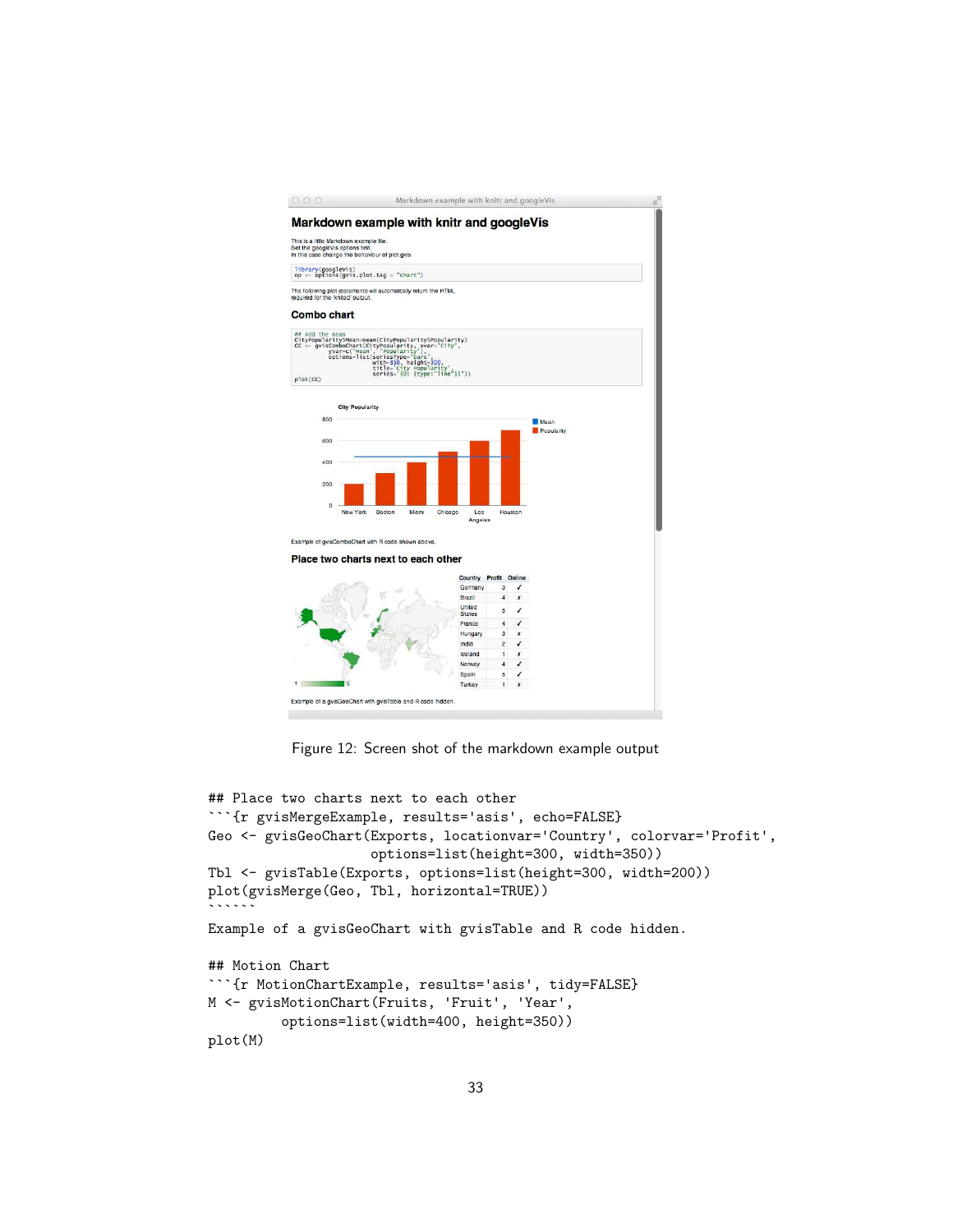Figure 12: Screen shot of the markdown example output

```
## Place two charts next to each other
```{r gvisMergeExample, results='asis', echo=FALSE}
Geo <- gvisGeoChart(Exports, locationvar='Country', colorvar='Profit',
                    options=list(height=300, width=350))
Tbl <- gvisTable(Exports, options=list(height=300, width=200))
plot(gvisMerge(Geo, Tbl, horizontal=TRUE))
``````
Example of a gvisGeoChart with gvisTable and R code hidden.

## Motion Chart
```{r MotionChartExample, results='asis', tidy=FALSE}
M <- gvisMotionChart(Fruits, 'Fruit', 'Year',
         options=list(width=400, height=350))
plot(M)
```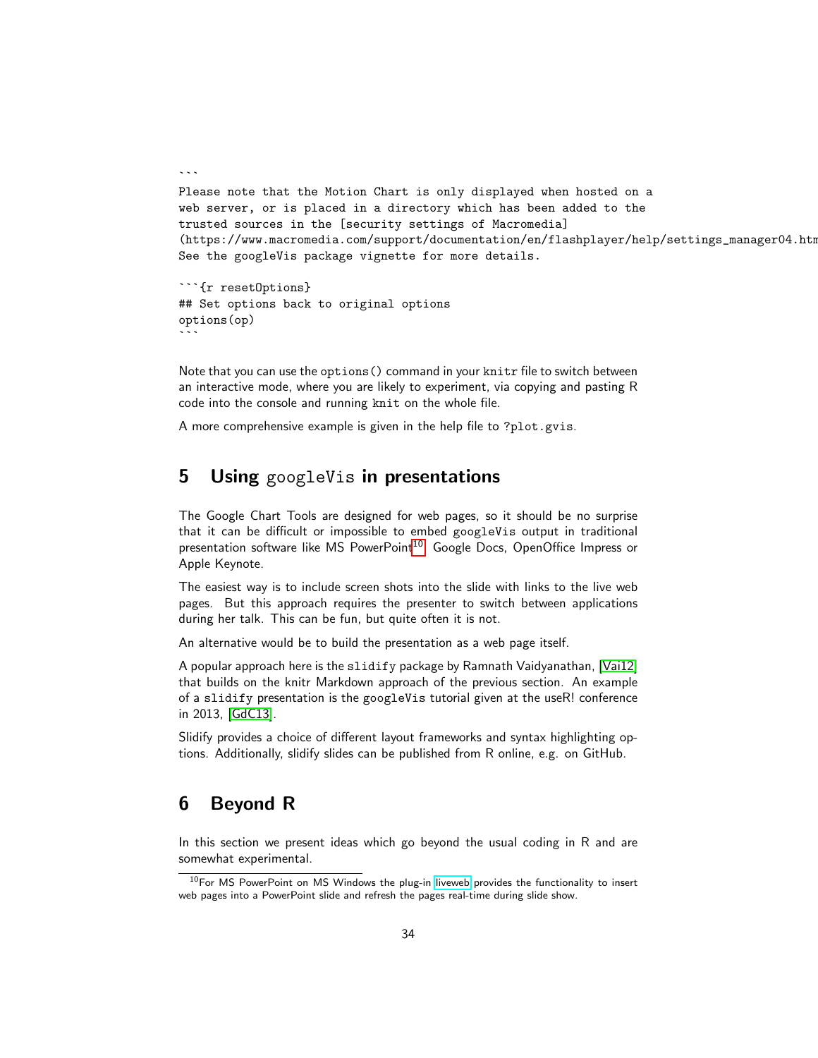```
Please note that the Motion Chart is only displayed when hosted on a
web server, or is placed in a directory which has been added to the
trusted sources in the [security settings of Macromedia]
(https://www.macromedia.com/support/documentation/en/flashplayer/help/settings_manager04.htm
See the googleVis package vignette for more details.

```{r resetOptions}
## Set options back to original options
options(op)
```
```

Note that you can use the `options()` command in your `knitr` file to switch between an interactive mode, where you are likely to experiment, via copying and pasting R code into the console and running `knit` on the whole file.

A more comprehensive example is given in the help file to `?plot.gvis`.

## 5 Using googleVis in presentations

The Google Chart Tools are designed for web pages, so it should be no surprise that it can be difficult or impossible to embed `googleVis` output in traditional presentation software like MS PowerPoint[10], Google Docs, OpenOffice Impress or Apple Keynote.

The easiest way is to include screen shots into the slide with links to the live web pages. But this approach requires the presenter to switch between applications during her talk. This can be fun, but quite often it is not.

An alternative would be to build the presentation as a web page itself.

A popular approach here is the `slidify` package by Ramnath Vaidyanathan, [Vai12] that builds on the knitr Markdown approach of the previous section. An example of a `slidify` presentation is the `googleVis` tutorial given at the useR! conference in 2013, [GdC13].

Slidify provides a choice of different layout frameworks and syntax highlighting options. Additionally, slidify slides can be published from R online, e.g. on GitHub.

## 6 Beyond R

In this section we present ideas which go beyond the usual coding in R and are somewhat experimental.

[10] For MS PowerPoint on MS Windows the plug-in liveweb provides the functionality to insert web pages into a PowerPoint slide and refresh the pages real-time during slide show.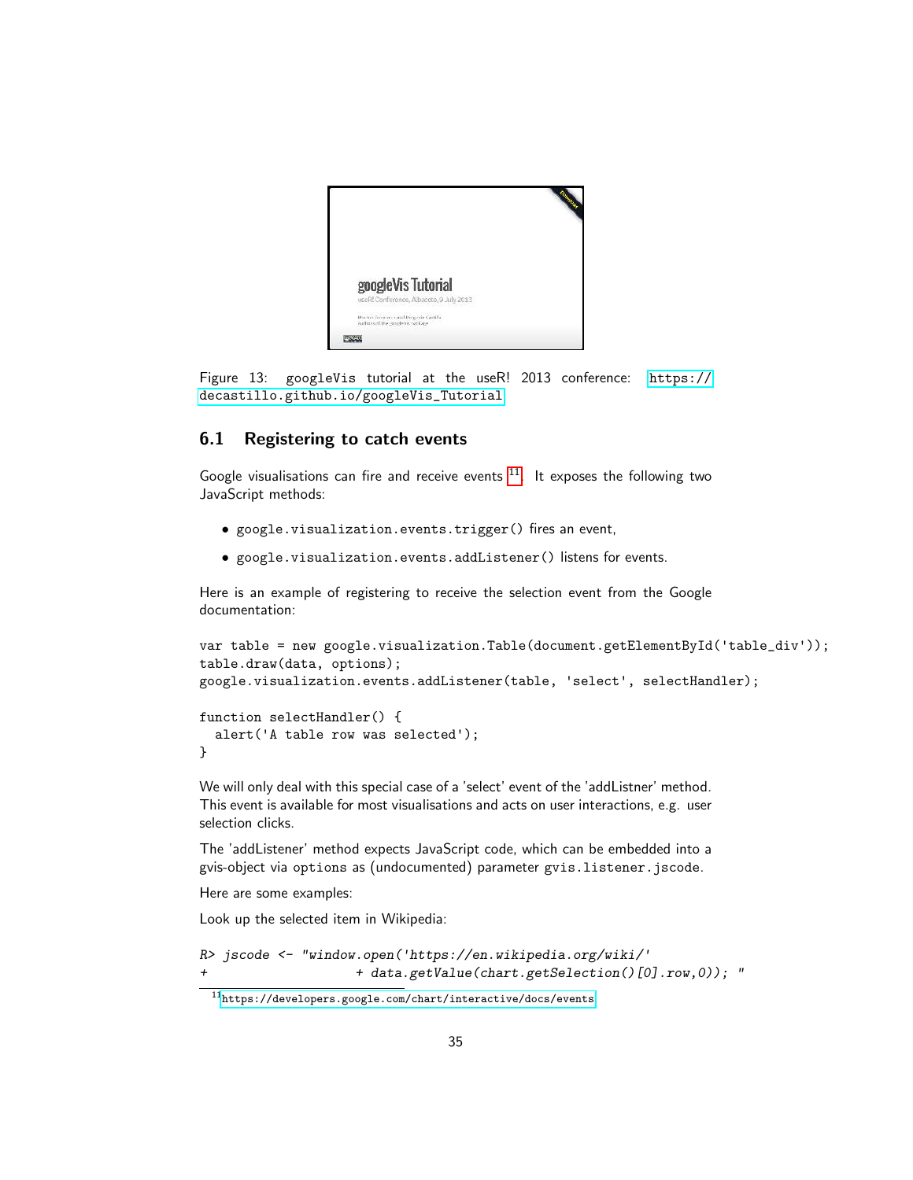Figure 13: googleVis tutorial at the useR! 2013 conference: https://decastillo.github.io/googleVis_Tutorial

## 6.1 Registering to catch events

Google visualisations can fire and receive events [11]. It exposes the following two JavaScript methods:

- `google.visualization.events.trigger()` fires an event,
- `google.visualization.events.addListener()` listens for events.

Here is an example of registering to receive the selection event from the Google documentation:

```
var table = new google.visualization.Table(document.getElementById('table_div'));
table.draw(data, options);
google.visualization.events.addListener(table, 'select', selectHandler);

function selectHandler() {
  alert('A table row was selected');
}
```

We will only deal with this special case of a 'select' event of the 'addListner' method. This event is available for most visualisations and acts on user interactions, e.g. user selection clicks.

The 'addListener' method expects JavaScript code, which can be embedded into a gvis-object via options as (undocumented) parameter `gvis.listener.jscode`.

Here are some examples:

Look up the selected item in Wikipedia:

```
R> jscode <- "window.open('https://en.wikipedia.org/wiki/'
+                   + data.getValue(chart.getSelection()[0].row,0)); "
```

[11] https://developers.google.com/chart/interactive/docs/events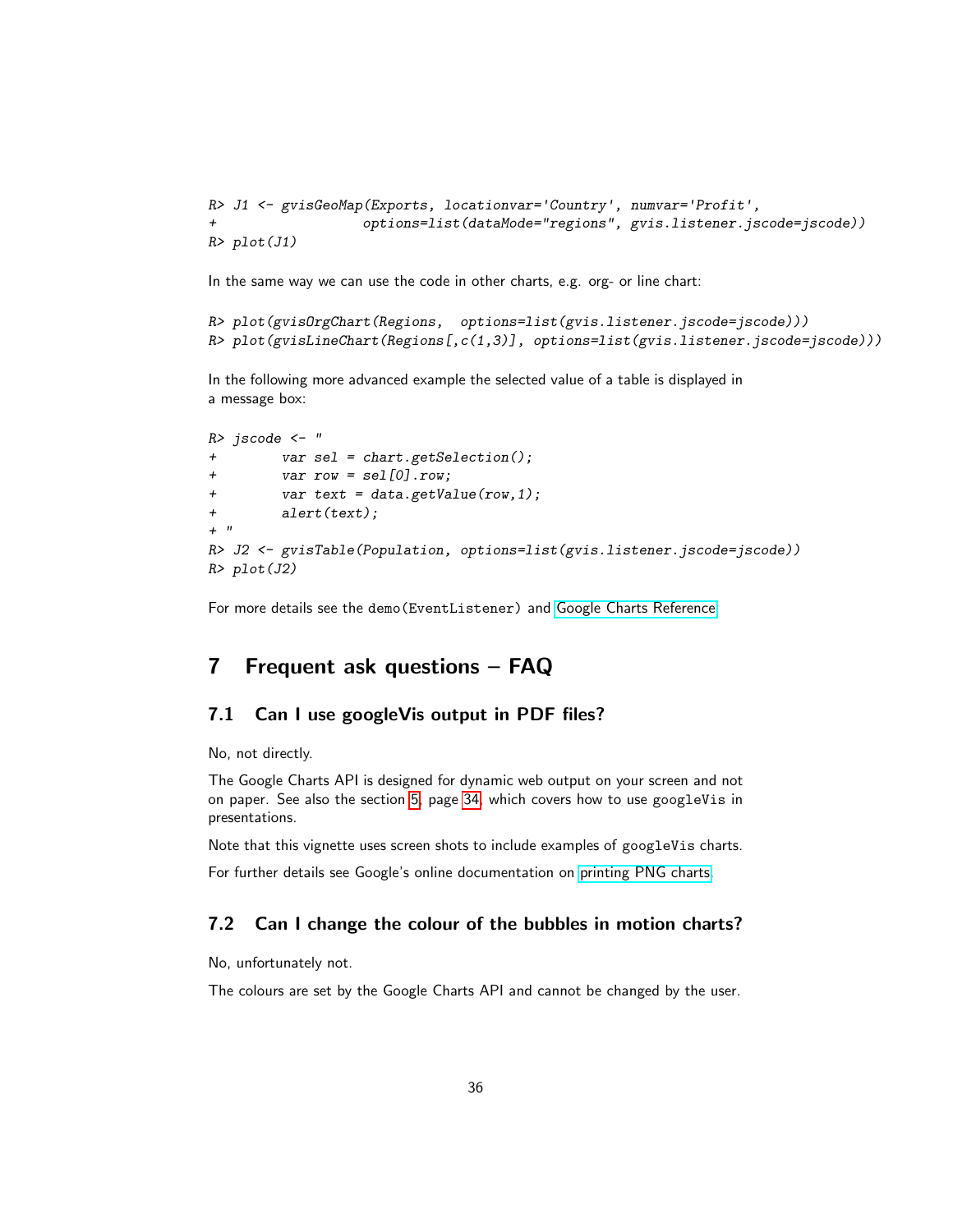```
R> J1 <- gvisGeoMap(Exports, locationvar='Country', numvar='Profit',
+                   options=list(dataMode="regions", gvis.listener.jscode=jscode))
R> plot(J1)
```

In the same way we can use the code in other charts, e.g. org- or line chart:

```
R> plot(gvisOrgChart(Regions,  options=list(gvis.listener.jscode=jscode)))
R> plot(gvisLineChart(Regions[,c(1,3)], options=list(gvis.listener.jscode=jscode)))
```

In the following more advanced example the selected value of a table is displayed in a message box:

```
R> jscode <- "
+        var sel = chart.getSelection();
+        var row = sel[0].row;
+        var text = data.getValue(row,1);
+        alert(text);
+ "
R> J2 <- gvisTable(Population, options=list(gvis.listener.jscode=jscode))
R> plot(J2)
```

For more details see the `demo(EventListener)` and Google Charts Reference

## 7 Frequent ask questions – FAQ

### 7.1 Can I use googleVis output in PDF files?

No, not directly.

The Google Charts API is designed for dynamic web output on your screen and not on paper. See also the section 5, page 34, which covers how to use `googleVis` in presentations.

Note that this vignette uses screen shots to include examples of `googleVis` charts.

For further details see Google's online documentation on printing PNG charts

### 7.2 Can I change the colour of the bubbles in motion charts?

No, unfortunately not.

The colours are set by the Google Charts API and cannot be changed by the user.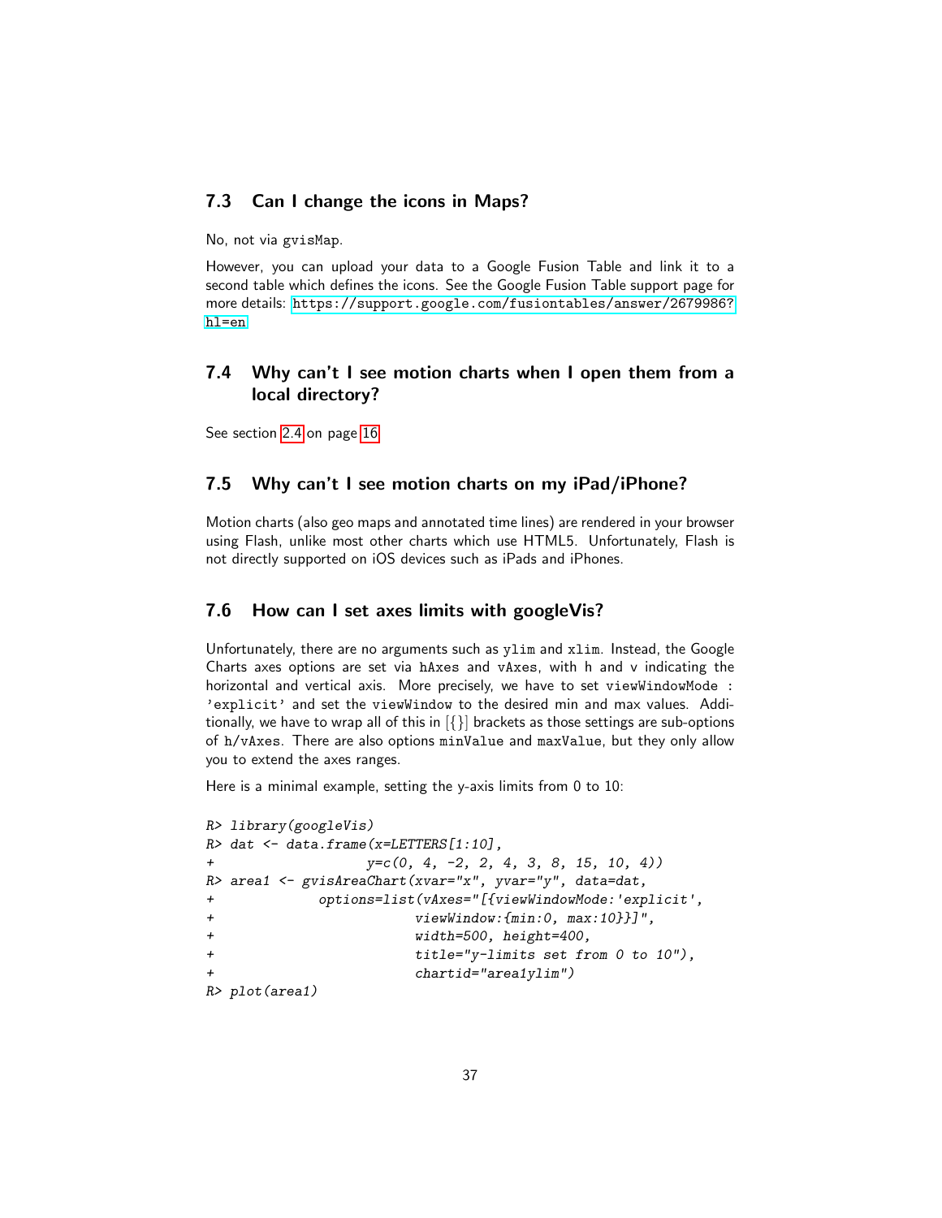## 7.3 Can I change the icons in Maps?

No, not via `gvisMap`.

However, you can upload your data to a Google Fusion Table and link it to a second table which defines the icons. See the Google Fusion Table support page for more details: https://support.google.com/fusiontables/answer/2679986?hl=en

## 7.4 Why can't I see motion charts when I open them from a local directory?

See section 2.4 on page 16

## 7.5 Why can't I see motion charts on my iPad/iPhone?

Motion charts (also geo maps and annotated time lines) are rendered in your browser using Flash, unlike most other charts which use HTML5. Unfortunately, Flash is not directly supported on iOS devices such as iPads and iPhones.

## 7.6 How can I set axes limits with googleVis?

Unfortunately, there are no arguments such as `ylim` and `xlim`. Instead, the Google Charts axes options are set via `hAxes` and `vAxes`, with h and v indicating the horizontal and vertical axis. More precisely, we have to set `viewWindowMode : 'explicit'` and set the `viewWindow` to the desired min and max values. Additionally, we have to wrap all of this in [{}] brackets as those settings are sub-options of `h/vAxes`. There are also options `minValue` and `maxValue`, but they only allow you to extend the axes ranges.

Here is a minimal example, setting the y-axis limits from 0 to 10:

```
R> library(googleVis)
R> dat <- data.frame(x=LETTERS[1:10],
+                    y=c(0, 4, -2, 2, 4, 3, 8, 15, 10, 4))
R> area1 <- gvisAreaChart(xvar="x", yvar="y", data=dat,
+            options=list(vAxes="[{viewWindowMode:'explicit',
+                         viewWindow:{min:0, max:10}}]",
+                         width=500, height=400,
+                         title="y-limits set from 0 to 10"),
+                         chartid="area1ylim")
R> plot(area1)
```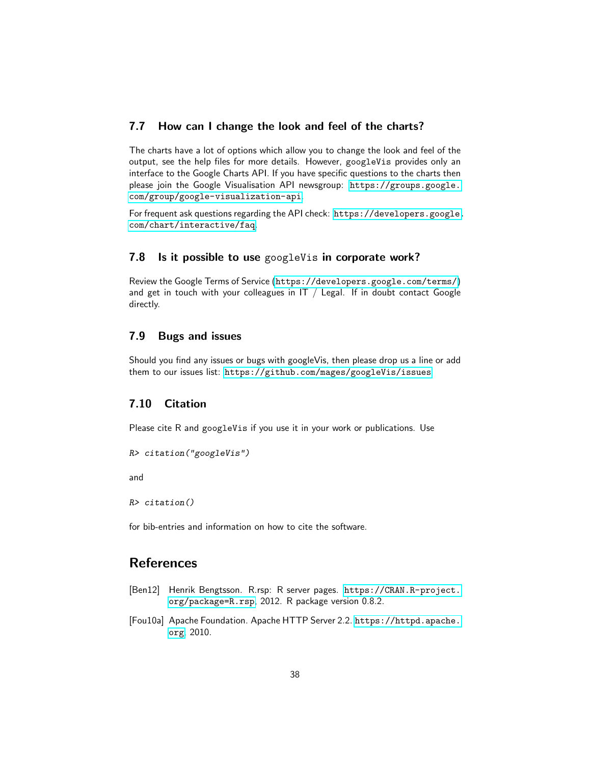### 7.7 How can I change the look and feel of the charts?

The charts have a lot of options which allow you to change the look and feel of the output, see the help files for more details. However, `googleVis` provides only an interface to the Google Charts API. If you have specific questions to the charts then please join the Google Visualisation API newsgroup: https://groups.google.com/group/google-visualization-api.

For frequent ask questions regarding the API check: https://developers.google.com/chart/interactive/faq.

### 7.8 Is it possible to use `googleVis` in corporate work?

Review the Google Terms of Service (https://developers.google.com/terms/) and get in touch with your colleagues in IT / Legal. If in doubt contact Google directly.

### 7.9 Bugs and issues

Should you find any issues or bugs with googleVis, then please drop us a line or add them to our issues list: https://github.com/mages/googleVis/issues

### 7.10 Citation

Please cite R and `googleVis` if you use it in your work or publications. Use

```
R> citation("googleVis")
```

and

```
R> citation()
```

for bib-entries and information on how to cite the software.

## References

[Ben12] Henrik Bengtsson. R.rsp: R server pages. https://CRAN.R-project.org/package=R.rsp, 2012. R package version 0.8.2.

[Fou10a] Apache Foundation. Apache HTTP Server 2.2. https://httpd.apache.org, 2010.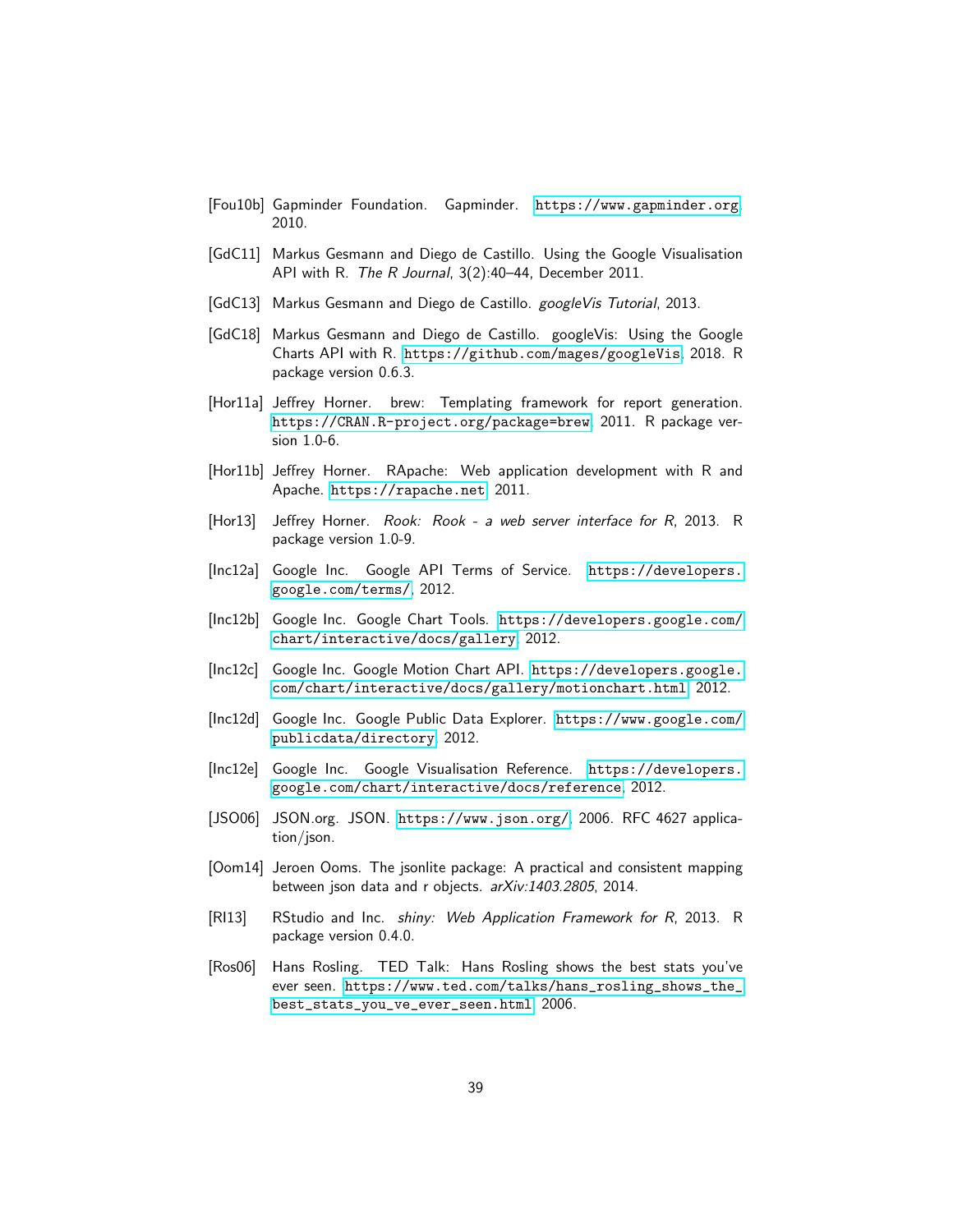[Fou10b] Gapminder Foundation. Gapminder. https://www.gapminder.org, 2010.

[GdC11] Markus Gesmann and Diego de Castillo. Using the Google Visualisation API with R. *The R Journal*, 3(2):40–44, December 2011.

[GdC13] Markus Gesmann and Diego de Castillo. *googleVis Tutorial*, 2013.

[GdC18] Markus Gesmann and Diego de Castillo. googleVis: Using the Google Charts API with R. https://github.com/mages/googleVis, 2018. R package version 0.6.3.

[Hor11a] Jeffrey Horner. brew: Templating framework for report generation. https://CRAN.R-project.org/package=brew, 2011. R package version 1.0-6.

[Hor11b] Jeffrey Horner. RApache: Web application development with R and Apache. https://rapache.net, 2011.

[Hor13] Jeffrey Horner. *Rook: Rook - a web server interface for R*, 2013. R package version 1.0-9.

[Inc12a] Google Inc. Google API Terms of Service. https://developers.google.com/terms/, 2012.

[Inc12b] Google Inc. Google Chart Tools. https://developers.google.com/chart/interactive/docs/gallery, 2012.

[Inc12c] Google Inc. Google Motion Chart API. https://developers.google.com/chart/interactive/docs/gallery/motionchart.html, 2012.

[Inc12d] Google Inc. Google Public Data Explorer. https://www.google.com/publicdata/directory, 2012.

[Inc12e] Google Inc. Google Visualisation Reference. https://developers.google.com/chart/interactive/docs/reference, 2012.

[JSO06] JSON.org. JSON. https://www.json.org/, 2006. RFC 4627 application/json.

[Oom14] Jeroen Ooms. The jsonlite package: A practical and consistent mapping between json data and r objects. *arXiv:1403.2805*, 2014.

[RI13] RStudio and Inc. *shiny: Web Application Framework for R*, 2013. R package version 0.4.0.

[Ros06] Hans Rosling. TED Talk: Hans Rosling shows the best stats you've ever seen. https://www.ted.com/talks/hans_rosling_shows_the_best_stats_you_ve_ever_seen.html, 2006.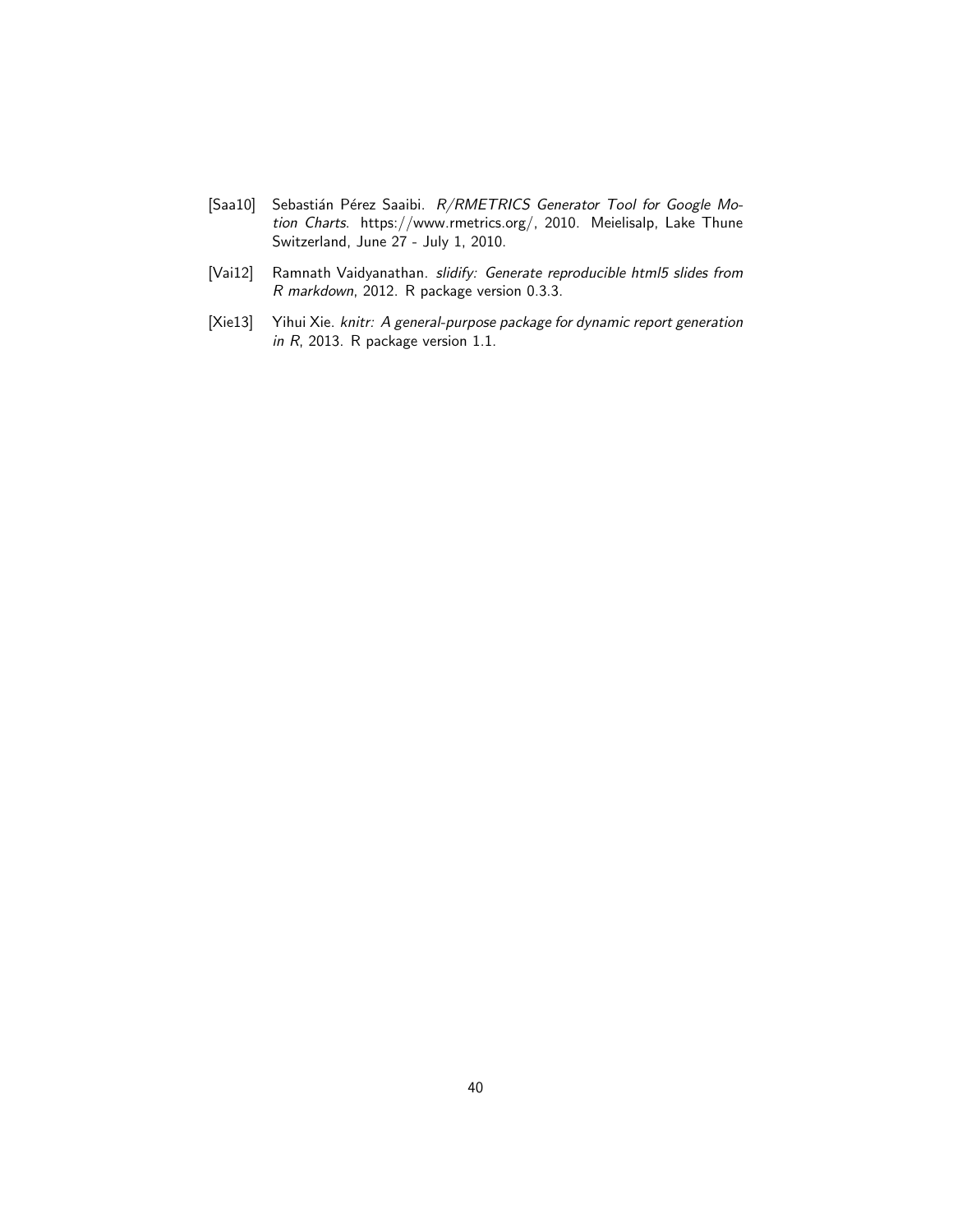[Saa10] Sebastián Pérez Saaibi. *R/RMETRICS Generator Tool for Google Motion Charts*. https://www.rmetrics.org/, 2010. Meielisalp, Lake Thune Switzerland, June 27 - July 1, 2010.

[Vai12] Ramnath Vaidyanathan. *slidify: Generate reproducible html5 slides from R markdown*, 2012. R package version 0.3.3.

[Xie13] Yihui Xie. *knitr: A general-purpose package for dynamic report generation in R*, 2013. R package version 1.1.